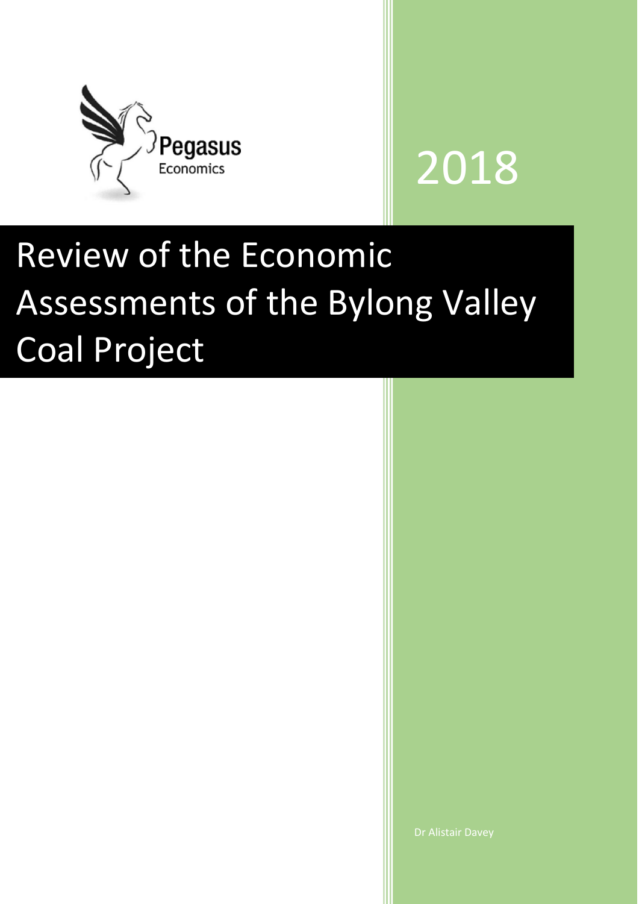Pegasus Economics

2018

# Review of the Economic Assessments of the Bylong Valley Coal Project

Dr Alistair Davey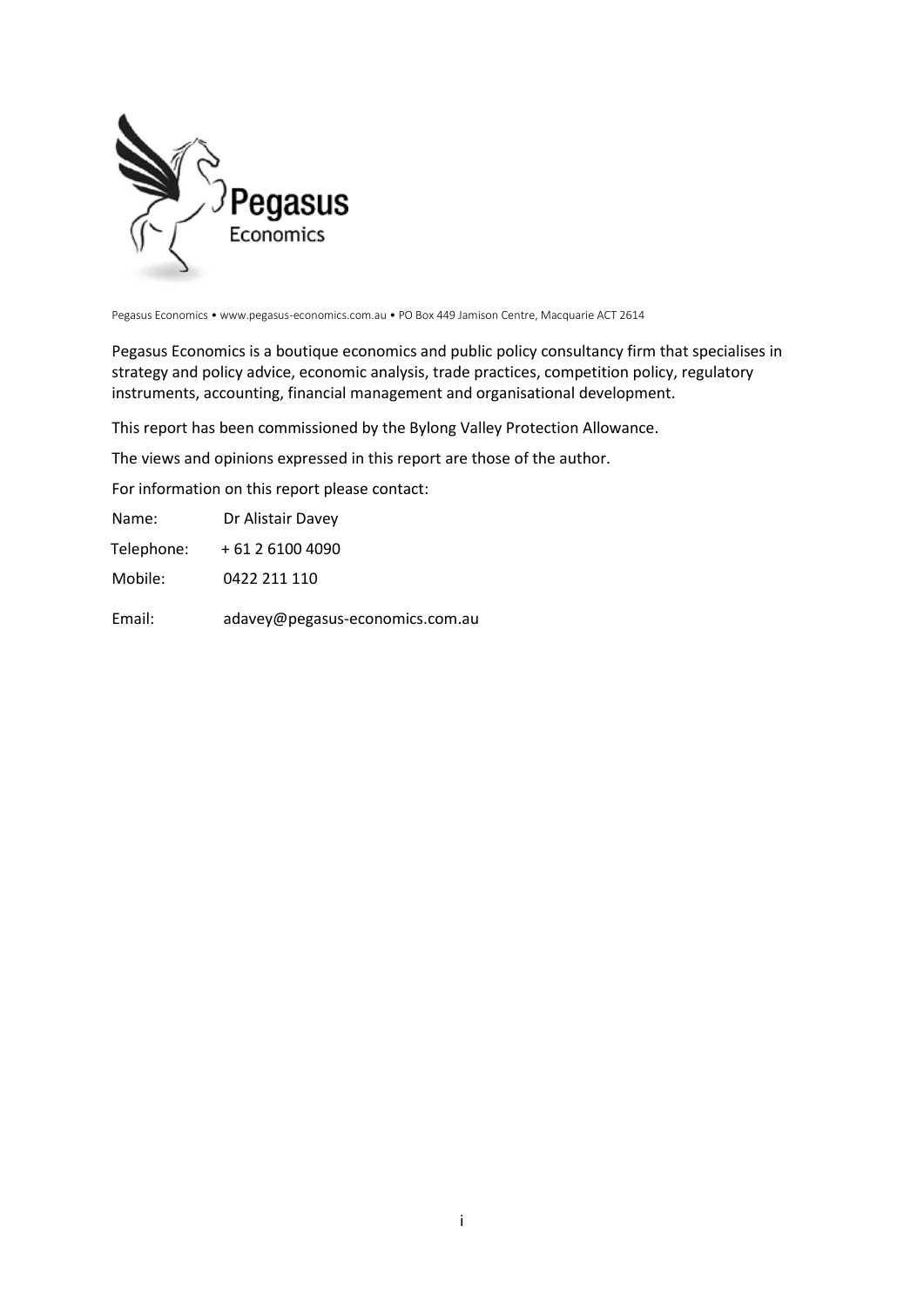Pegasus Economics • www.pegasus-economics.com.au • PO Box 449 Jamison Centre, Macquarie ACT 2614

Pegasus Economics is a boutique economics and public policy consultancy firm that specialises in strategy and policy advice, economic analysis, trade practices, competition policy, regulatory instruments, accounting, financial management and organisational development.

This report has been commissioned by the Bylong Valley Protection Allowance.

The views and opinions expressed in this report are those of the author.

For information on this report please contact:

Name: Dr Alistair Davey

Telephone: + 61 2 6100 4090

Mobile: 0422 211 110

Email: adavey@pegasus-economics.com.au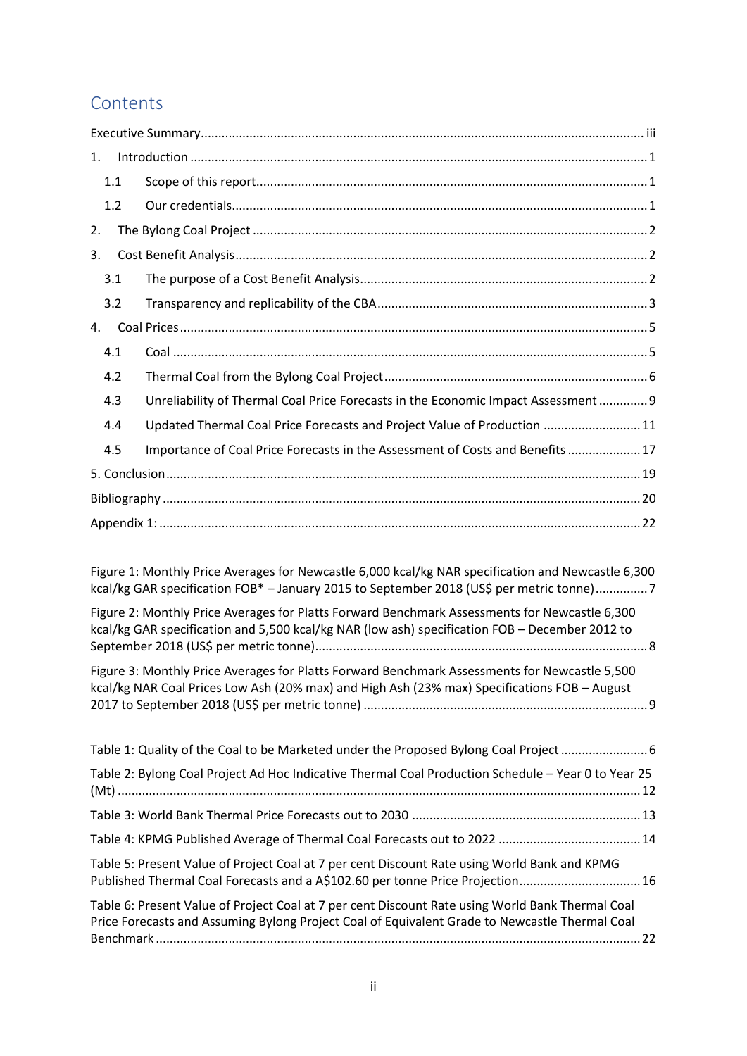## Contents

Executive Summary .................................................................................................................................. iii

1. Introduction ........................................................................................................................................ 1
   - 1.1 Scope of this report ..................................................................................................................... 1
   - 1.2 Our credentials ............................................................................................................................ 1
2. The Bylong Coal Project ...................................................................................................................... 2
3. Cost Benefit Analysis .......................................................................................................................... 2
   - 3.1 The purpose of a Cost Benefit Analysis ....................................................................................... 2
   - 3.2 Transparency and replicability of the CBA ................................................................................... 3
4. Coal Prices .......................................................................................................................................... 5
   - 4.1 Coal .............................................................................................................................................. 5
   - 4.2 Thermal Coal from the Bylong Coal Project .................................................................................. 6
   - 4.3 Unreliability of Thermal Coal Price Forecasts in the Economic Impact Assessment ..................... 9
   - 4.4 Updated Thermal Coal Price Forecasts and Project Value of Production ................................... 11
   - 4.5 Importance of Coal Price Forecasts in the Assessment of Costs and Benefits ............................ 17

5. Conclusion ........................................................................................................................................... 19

Bibliography ............................................................................................................................................ 20

Appendix 1: ............................................................................................................................................. 22

Figure 1: Monthly Price Averages for Newcastle 6,000 kcal/kg NAR specification and Newcastle 6,300 kcal/kg GAR specification FOB* – January 2015 to September 2018 (US$ per metric tonne) ............... 7

Figure 2: Monthly Price Averages for Platts Forward Benchmark Assessments for Newcastle 6,300 kcal/kg GAR specification and 5,500 kcal/kg NAR (low ash) specification FOB – December 2012 to September 2018 (US$ per metric tonne) ............................................................................................... 8

Figure 3: Monthly Price Averages for Platts Forward Benchmark Assessments for Newcastle 5,500 kcal/kg NAR Coal Prices Low Ash (20% max) and High Ash (23% max) Specifications FOB – August 2017 to September 2018 (US$ per metric tonne) .................................................................................. 9

Table 1: Quality of the Coal to be Marketed under the Proposed Bylong Coal Project ......................... 6

Table 2: Bylong Coal Project Ad Hoc Indicative Thermal Coal Production Schedule – Year 0 to Year 25 (Mt) ..................................................................................................................................................... 12

Table 3: World Bank Thermal Price Forecasts out to 2030 .................................................................. 13

Table 4: KPMG Published Average of Thermal Coal Forecasts out to 2022 ......................................... 14

Table 5: Present Value of Project Coal at 7 per cent Discount Rate using World Bank and KPMG Published Thermal Coal Forecasts and a A$102.60 per tonne Price Projection ................................... 16

Table 6: Present Value of Project Coal at 7 per cent Discount Rate using World Bank Thermal Coal Price Forecasts and Assuming Bylong Project Coal of Equivalent Grade to Newcastle Thermal Coal Benchmark .......................................................................................................................................... 22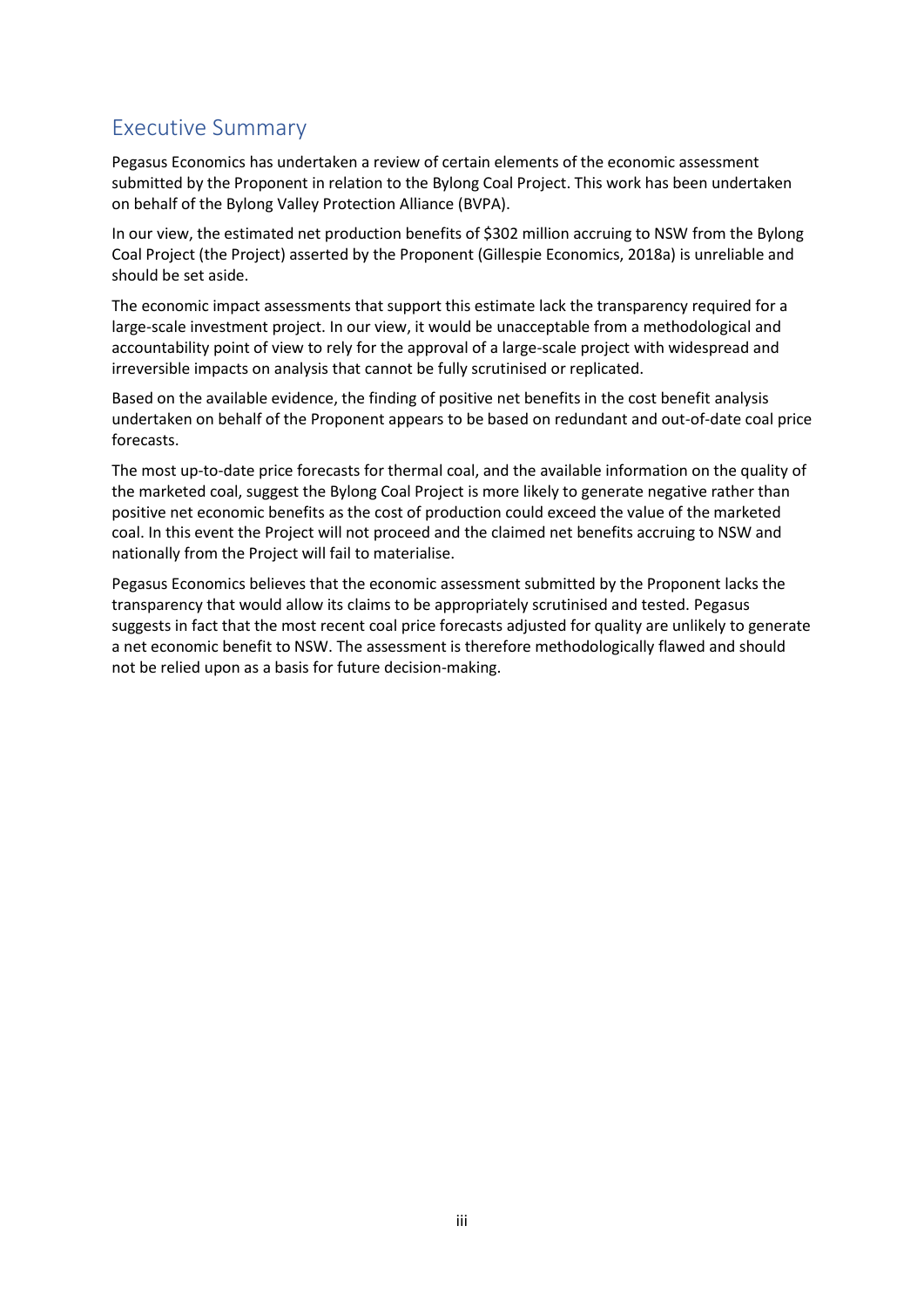## Executive Summary

Pegasus Economics has undertaken a review of certain elements of the economic assessment submitted by the Proponent in relation to the Bylong Coal Project. This work has been undertaken on behalf of the Bylong Valley Protection Alliance (BVPA).

In our view, the estimated net production benefits of $302 million accruing to NSW from the Bylong Coal Project (the Project) asserted by the Proponent (Gillespie Economics, 2018a) is unreliable and should be set aside.

The economic impact assessments that support this estimate lack the transparency required for a large-scale investment project. In our view, it would be unacceptable from a methodological and accountability point of view to rely for the approval of a large-scale project with widespread and irreversible impacts on analysis that cannot be fully scrutinised or replicated.

Based on the available evidence, the finding of positive net benefits in the cost benefit analysis undertaken on behalf of the Proponent appears to be based on redundant and out-of-date coal price forecasts.

The most up-to-date price forecasts for thermal coal, and the available information on the quality of the marketed coal, suggest the Bylong Coal Project is more likely to generate negative rather than positive net economic benefits as the cost of production could exceed the value of the marketed coal. In this event the Project will not proceed and the claimed net benefits accruing to NSW and nationally from the Project will fail to materialise.

Pegasus Economics believes that the economic assessment submitted by the Proponent lacks the transparency that would allow its claims to be appropriately scrutinised and tested. Pegasus suggests in fact that the most recent coal price forecasts adjusted for quality are unlikely to generate a net economic benefit to NSW. The assessment is therefore methodologically flawed and should not be relied upon as a basis for future decision-making.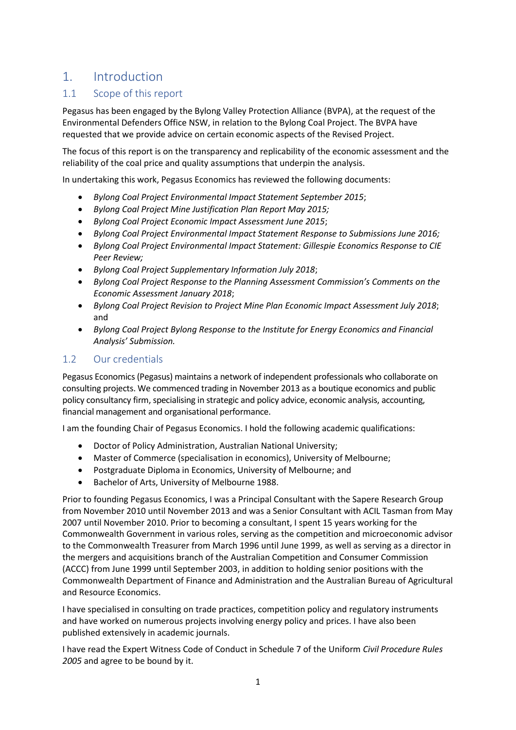# 1. Introduction

## 1.1 Scope of this report

Pegasus has been engaged by the Bylong Valley Protection Alliance (BVPA), at the request of the Environmental Defenders Office NSW, in relation to the Bylong Coal Project. The BVPA have requested that we provide advice on certain economic aspects of the Revised Project.

The focus of this report is on the transparency and replicability of the economic assessment and the reliability of the coal price and quality assumptions that underpin the analysis.

In undertaking this work, Pegasus Economics has reviewed the following documents:

- *Bylong Coal Project Environmental Impact Statement September 2015*;
- *Bylong Coal Project Mine Justification Plan Report May 2015;*
- *Bylong Coal Project Economic Impact Assessment June 2015*;
- *Bylong Coal Project Environmental Impact Statement Response to Submissions June 2016;*
- *Bylong Coal Project Environmental Impact Statement: Gillespie Economics Response to CIE Peer Review;*
- *Bylong Coal Project Supplementary Information July 2018*;
- *Bylong Coal Project Response to the Planning Assessment Commission's Comments on the Economic Assessment January 2018*;
- *Bylong Coal Project Revision to Project Mine Plan Economic Impact Assessment July 2018*; and
- *Bylong Coal Project Bylong Response to the Institute for Energy Economics and Financial Analysis' Submission.*

## 1.2 Our credentials

Pegasus Economics (Pegasus) maintains a network of independent professionals who collaborate on consulting projects. We commenced trading in November 2013 as a boutique economics and public policy consultancy firm, specialising in strategic and policy advice, economic analysis, accounting, financial management and organisational performance.

I am the founding Chair of Pegasus Economics. I hold the following academic qualifications:

- Doctor of Policy Administration, Australian National University;
- Master of Commerce (specialisation in economics), University of Melbourne;
- Postgraduate Diploma in Economics, University of Melbourne; and
- Bachelor of Arts, University of Melbourne 1988.

Prior to founding Pegasus Economics, I was a Principal Consultant with the Sapere Research Group from November 2010 until November 2013 and was a Senior Consultant with ACIL Tasman from May 2007 until November 2010. Prior to becoming a consultant, I spent 15 years working for the Commonwealth Government in various roles, serving as the competition and microeconomic advisor to the Commonwealth Treasurer from March 1996 until June 1999, as well as serving as a director in the mergers and acquisitions branch of the Australian Competition and Consumer Commission (ACCC) from June 1999 until September 2003, in addition to holding senior positions with the Commonwealth Department of Finance and Administration and the Australian Bureau of Agricultural and Resource Economics.

I have specialised in consulting on trade practices, competition policy and regulatory instruments and have worked on numerous projects involving energy policy and prices. I have also been published extensively in academic journals.

I have read the Expert Witness Code of Conduct in Schedule 7 of the Uniform *Civil Procedure Rules 2005* and agree to be bound by it.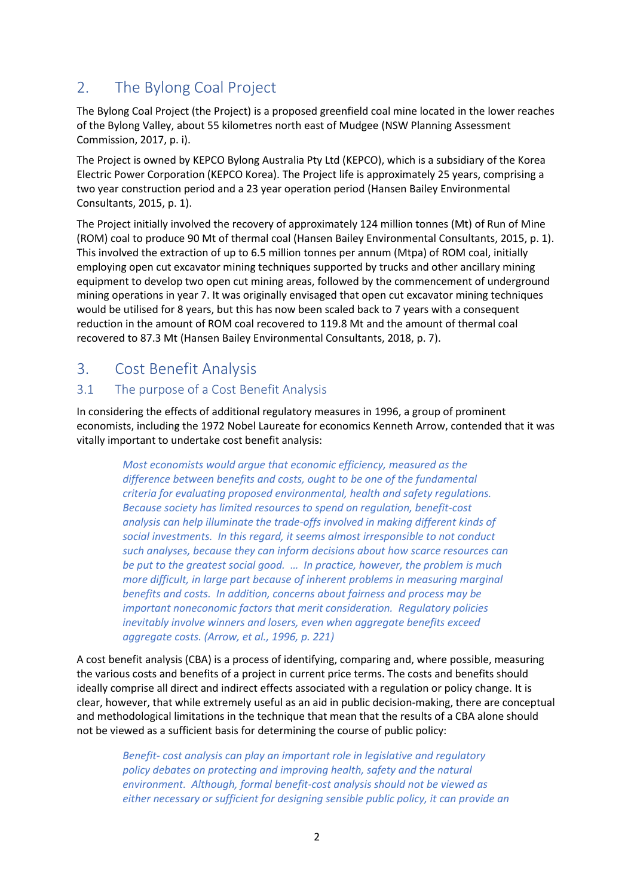## 2. The Bylong Coal Project

The Bylong Coal Project (the Project) is a proposed greenfield coal mine located in the lower reaches of the Bylong Valley, about 55 kilometres north east of Mudgee (NSW Planning Assessment Commission, 2017, p. i).

The Project is owned by KEPCO Bylong Australia Pty Ltd (KEPCO), which is a subsidiary of the Korea Electric Power Corporation (KEPCO Korea). The Project life is approximately 25 years, comprising a two year construction period and a 23 year operation period (Hansen Bailey Environmental Consultants, 2015, p. 1).

The Project initially involved the recovery of approximately 124 million tonnes (Mt) of Run of Mine (ROM) coal to produce 90 Mt of thermal coal (Hansen Bailey Environmental Consultants, 2015, p. 1). This involved the extraction of up to 6.5 million tonnes per annum (Mtpa) of ROM coal, initially employing open cut excavator mining techniques supported by trucks and other ancillary mining equipment to develop two open cut mining areas, followed by the commencement of underground mining operations in year 7. It was originally envisaged that open cut excavator mining techniques would be utilised for 8 years, but this has now been scaled back to 7 years with a consequent reduction in the amount of ROM coal recovered to 119.8 Mt and the amount of thermal coal recovered to 87.3 Mt (Hansen Bailey Environmental Consultants, 2018, p. 7).

## 3. Cost Benefit Analysis

### 3.1 The purpose of a Cost Benefit Analysis

In considering the effects of additional regulatory measures in 1996, a group of prominent economists, including the 1972 Nobel Laureate for economics Kenneth Arrow, contended that it was vitally important to undertake cost benefit analysis:

> *Most economists would argue that economic efficiency, measured as the difference between benefits and costs, ought to be one of the fundamental criteria for evaluating proposed environmental, health and safety regulations. Because society has limited resources to spend on regulation, benefit-cost analysis can help illuminate the trade-offs involved in making different kinds of social investments. In this regard, it seems almost irresponsible to not conduct such analyses, because they can inform decisions about how scarce resources can be put to the greatest social good. … In practice, however, the problem is much more difficult, in large part because of inherent problems in measuring marginal benefits and costs. In addition, concerns about fairness and process may be important noneconomic factors that merit consideration. Regulatory policies inevitably involve winners and losers, even when aggregate benefits exceed aggregate costs. (Arrow, et al., 1996, p. 221)*

A cost benefit analysis (CBA) is a process of identifying, comparing and, where possible, measuring the various costs and benefits of a project in current price terms. The costs and benefits should ideally comprise all direct and indirect effects associated with a regulation or policy change. It is clear, however, that while extremely useful as an aid in public decision-making, there are conceptual and methodological limitations in the technique that mean that the results of a CBA alone should not be viewed as a sufficient basis for determining the course of public policy:

> *Benefit- cost analysis can play an important role in legislative and regulatory policy debates on protecting and improving health, safety and the natural environment. Although, formal benefit-cost analysis should not be viewed as either necessary or sufficient for designing sensible public policy, it can provide an*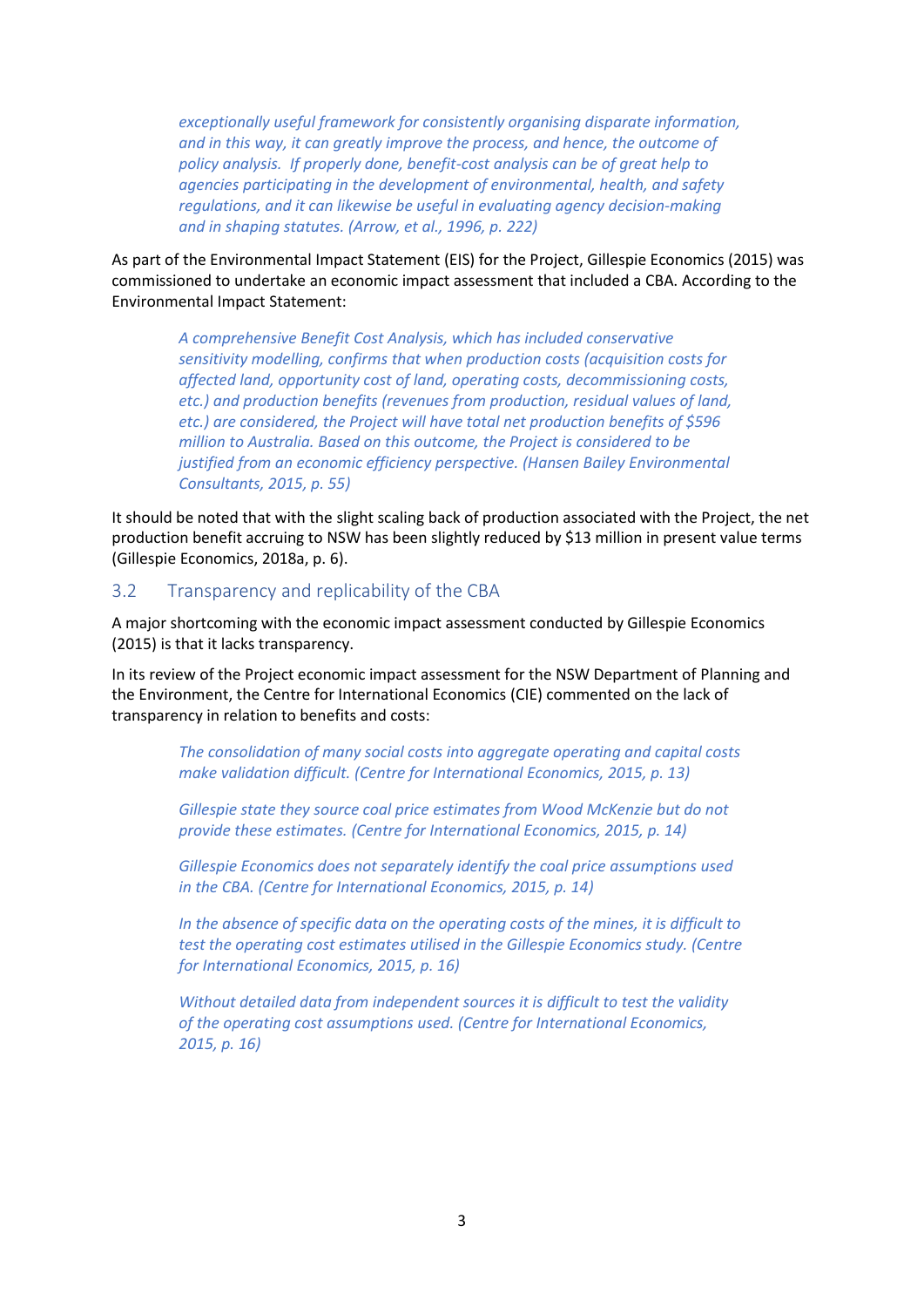> *exceptionally useful framework for consistently organising disparate information, and in this way, it can greatly improve the process, and hence, the outcome of policy analysis. If properly done, benefit-cost analysis can be of great help to agencies participating in the development of environmental, health, and safety regulations, and it can likewise be useful in evaluating agency decision-making and in shaping statutes. (Arrow, et al., 1996, p. 222)*

As part of the Environmental Impact Statement (EIS) for the Project, Gillespie Economics (2015) was commissioned to undertake an economic impact assessment that included a CBA. According to the Environmental Impact Statement:

> *A comprehensive Benefit Cost Analysis, which has included conservative sensitivity modelling, confirms that when production costs (acquisition costs for affected land, opportunity cost of land, operating costs, decommissioning costs, etc.) and production benefits (revenues from production, residual values of land, etc.) are considered, the Project will have total net production benefits of $596 million to Australia. Based on this outcome, the Project is considered to be justified from an economic efficiency perspective. (Hansen Bailey Environmental Consultants, 2015, p. 55)*

It should be noted that with the slight scaling back of production associated with the Project, the net production benefit accruing to NSW has been slightly reduced by $13 million in present value terms (Gillespie Economics, 2018a, p. 6).

## 3.2 Transparency and replicability of the CBA

A major shortcoming with the economic impact assessment conducted by Gillespie Economics (2015) is that it lacks transparency.

In its review of the Project economic impact assessment for the NSW Department of Planning and the Environment, the Centre for International Economics (CIE) commented on the lack of transparency in relation to benefits and costs:

> *The consolidation of many social costs into aggregate operating and capital costs make validation difficult. (Centre for International Economics, 2015, p. 13)*
>
> *Gillespie state they source coal price estimates from Wood McKenzie but do not provide these estimates. (Centre for International Economics, 2015, p. 14)*
>
> *Gillespie Economics does not separately identify the coal price assumptions used in the CBA. (Centre for International Economics, 2015, p. 14)*
>
> *In the absence of specific data on the operating costs of the mines, it is difficult to test the operating cost estimates utilised in the Gillespie Economics study. (Centre for International Economics, 2015, p. 16)*
>
> *Without detailed data from independent sources it is difficult to test the validity of the operating cost assumptions used. (Centre for International Economics, 2015, p. 16)*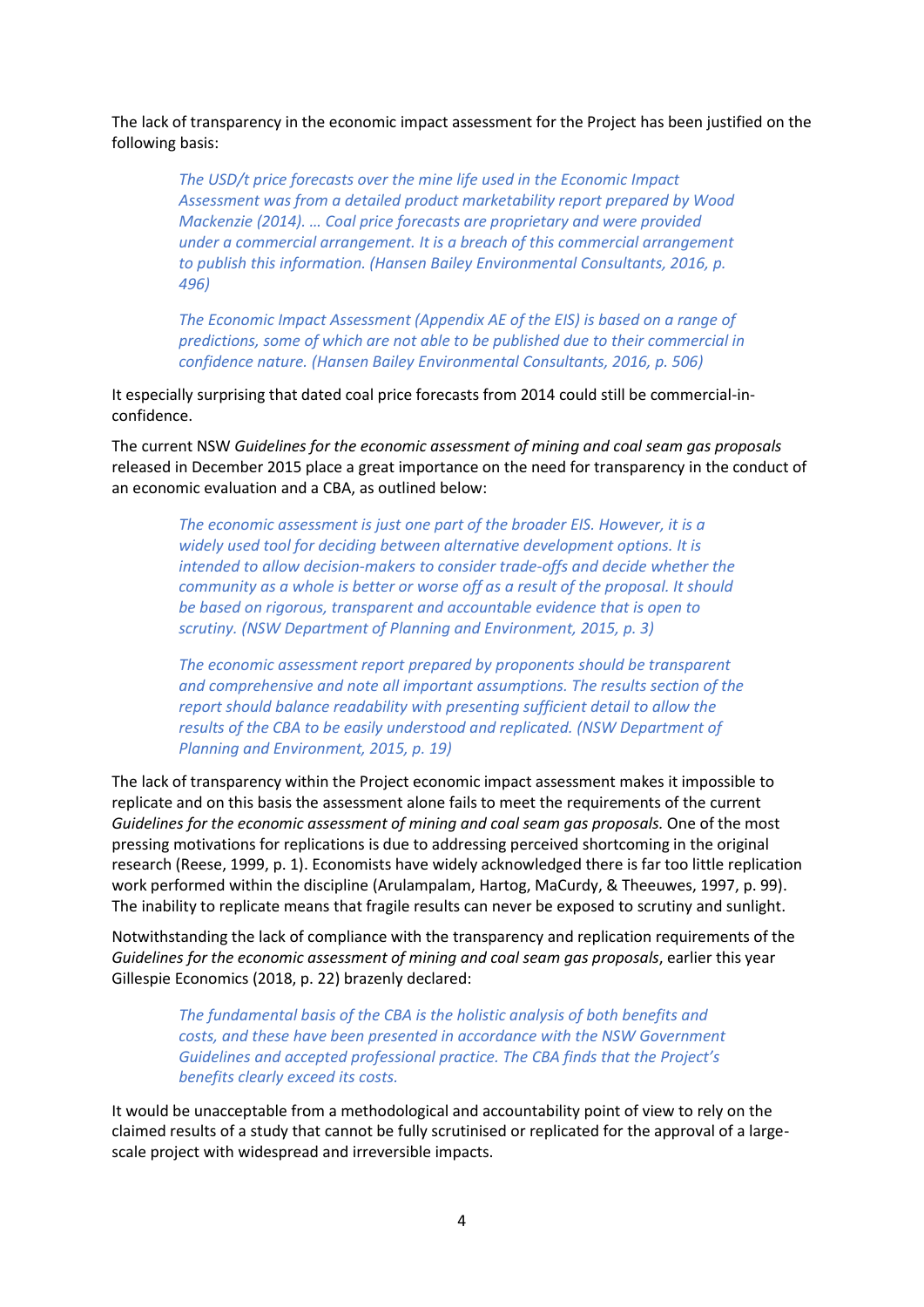The lack of transparency in the economic impact assessment for the Project has been justified on the following basis:

> *The USD/t price forecasts over the mine life used in the Economic Impact Assessment was from a detailed product marketability report prepared by Wood Mackenzie (2014). … Coal price forecasts are proprietary and were provided under a commercial arrangement. It is a breach of this commercial arrangement to publish this information. (Hansen Bailey Environmental Consultants, 2016, p. 496)*

> *The Economic Impact Assessment (Appendix AE of the EIS) is based on a range of predictions, some of which are not able to be published due to their commercial in confidence nature. (Hansen Bailey Environmental Consultants, 2016, p. 506)*

It especially surprising that dated coal price forecasts from 2014 could still be commercial-in-confidence.

The current NSW *Guidelines for the economic assessment of mining and coal seam gas proposals* released in December 2015 place a great importance on the need for transparency in the conduct of an economic evaluation and a CBA, as outlined below:

> *The economic assessment is just one part of the broader EIS. However, it is a widely used tool for deciding between alternative development options. It is intended to allow decision-makers to consider trade-offs and decide whether the community as a whole is better or worse off as a result of the proposal. It should be based on rigorous, transparent and accountable evidence that is open to scrutiny. (NSW Department of Planning and Environment, 2015, p. 3)*

> *The economic assessment report prepared by proponents should be transparent and comprehensive and note all important assumptions. The results section of the report should balance readability with presenting sufficient detail to allow the results of the CBA to be easily understood and replicated. (NSW Department of Planning and Environment, 2015, p. 19)*

The lack of transparency within the Project economic impact assessment makes it impossible to replicate and on this basis the assessment alone fails to meet the requirements of the current *Guidelines for the economic assessment of mining and coal seam gas proposals.* One of the most pressing motivations for replications is due to addressing perceived shortcoming in the original research (Reese, 1999, p. 1). Economists have widely acknowledged there is far too little replication work performed within the discipline (Arulampalam, Hartog, MaCurdy, & Theeuwes, 1997, p. 99). The inability to replicate means that fragile results can never be exposed to scrutiny and sunlight.

Notwithstanding the lack of compliance with the transparency and replication requirements of the *Guidelines for the economic assessment of mining and coal seam gas proposals*, earlier this year Gillespie Economics (2018, p. 22) brazenly declared:

> *The fundamental basis of the CBA is the holistic analysis of both benefits and costs, and these have been presented in accordance with the NSW Government Guidelines and accepted professional practice. The CBA finds that the Project's benefits clearly exceed its costs.*

It would be unacceptable from a methodological and accountability point of view to rely on the claimed results of a study that cannot be fully scrutinised or replicated for the approval of a large-scale project with widespread and irreversible impacts.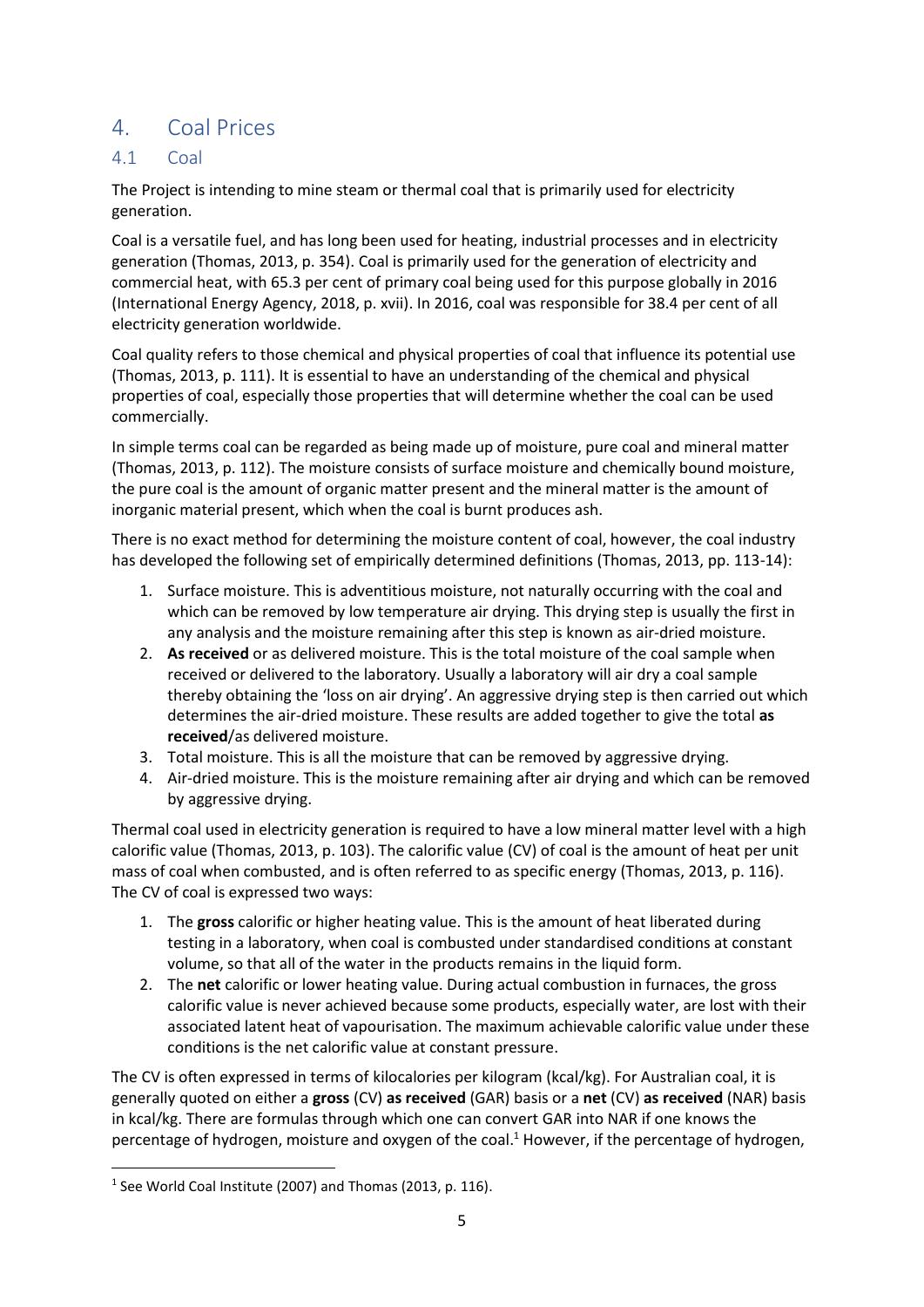# 4. Coal Prices

## 4.1 Coal

The Project is intending to mine steam or thermal coal that is primarily used for electricity generation.

Coal is a versatile fuel, and has long been used for heating, industrial processes and in electricity generation (Thomas, 2013, p. 354). Coal is primarily used for the generation of electricity and commercial heat, with 65.3 per cent of primary coal being used for this purpose globally in 2016 (International Energy Agency, 2018, p. xvii). In 2016, coal was responsible for 38.4 per cent of all electricity generation worldwide.

Coal quality refers to those chemical and physical properties of coal that influence its potential use (Thomas, 2013, p. 111). It is essential to have an understanding of the chemical and physical properties of coal, especially those properties that will determine whether the coal can be used commercially.

In simple terms coal can be regarded as being made up of moisture, pure coal and mineral matter (Thomas, 2013, p. 112). The moisture consists of surface moisture and chemically bound moisture, the pure coal is the amount of organic matter present and the mineral matter is the amount of inorganic material present, which when the coal is burnt produces ash.

There is no exact method for determining the moisture content of coal, however, the coal industry has developed the following set of empirically determined definitions (Thomas, 2013, pp. 113-14):

1. Surface moisture. This is adventitious moisture, not naturally occurring with the coal and which can be removed by low temperature air drying. This drying step is usually the first in any analysis and the moisture remaining after this step is known as air-dried moisture.
2. **As received** or as delivered moisture. This is the total moisture of the coal sample when received or delivered to the laboratory. Usually a laboratory will air dry a coal sample thereby obtaining the 'loss on air drying'. An aggressive drying step is then carried out which determines the air-dried moisture. These results are added together to give the total **as received**/as delivered moisture.
3. Total moisture. This is all the moisture that can be removed by aggressive drying.
4. Air-dried moisture. This is the moisture remaining after air drying and which can be removed by aggressive drying.

Thermal coal used in electricity generation is required to have a low mineral matter level with a high calorific value (Thomas, 2013, p. 103). The calorific value (CV) of coal is the amount of heat per unit mass of coal when combusted, and is often referred to as specific energy (Thomas, 2013, p. 116). The CV of coal is expressed two ways:

1. The **gross** calorific or higher heating value. This is the amount of heat liberated during testing in a laboratory, when coal is combusted under standardised conditions at constant volume, so that all of the water in the products remains in the liquid form.
2. The **net** calorific or lower heating value. During actual combustion in furnaces, the gross calorific value is never achieved because some products, especially water, are lost with their associated latent heat of vapourisation. The maximum achievable calorific value under these conditions is the net calorific value at constant pressure.

The CV is often expressed in terms of kilocalories per kilogram (kcal/kg). For Australian coal, it is generally quoted on either a **gross** (CV) **as received** (GAR) basis or a **net** (CV) **as received** (NAR) basis in kcal/kg. There are formulas through which one can convert GAR into NAR if one knows the percentage of hydrogen, moisture and oxygen of the coal.[1] However, if the percentage of hydrogen,

[1] See World Coal Institute (2007) and Thomas (2013, p. 116).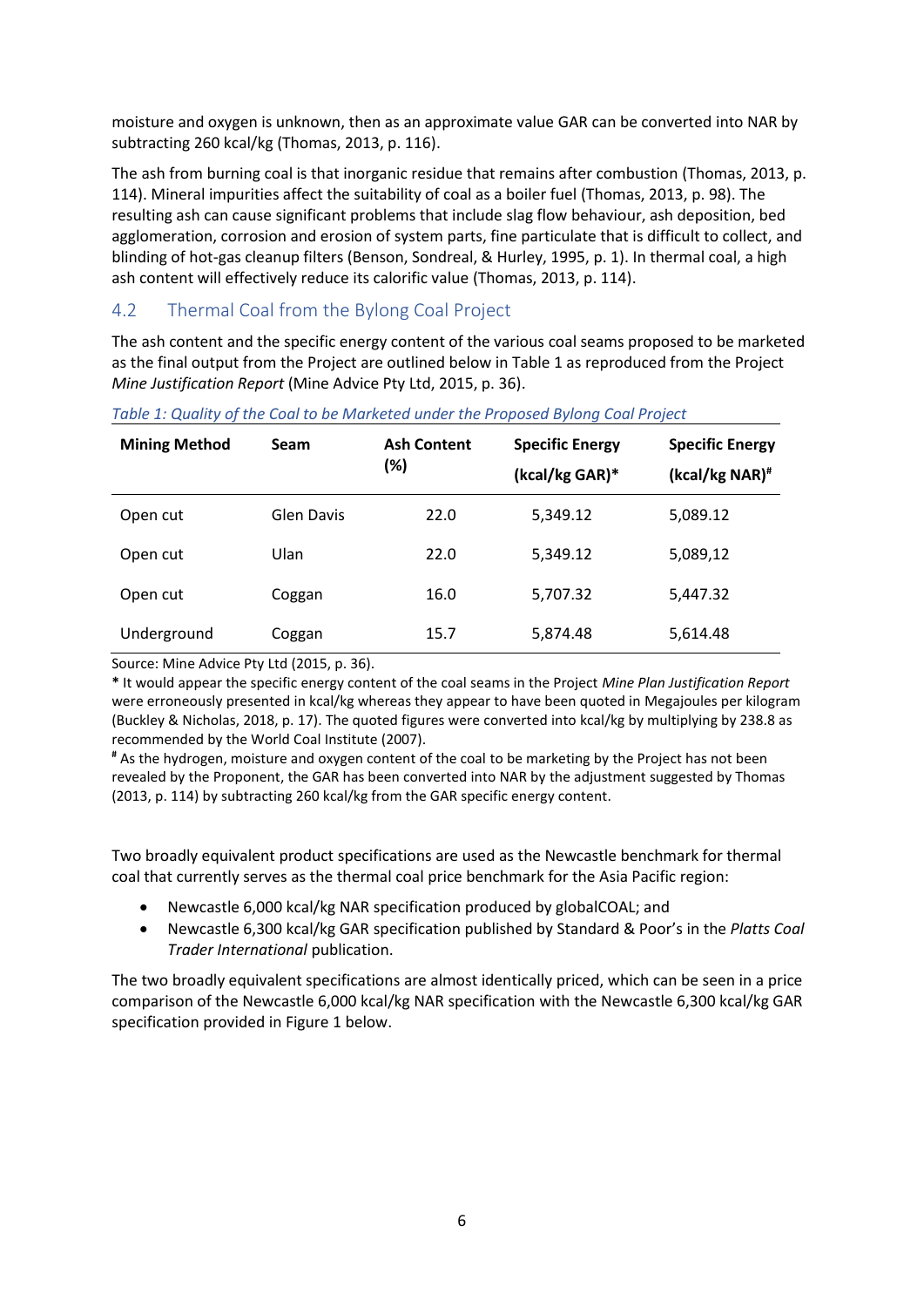moisture and oxygen is unknown, then as an approximate value GAR can be converted into NAR by subtracting 260 kcal/kg (Thomas, 2013, p. 116).

The ash from burning coal is that inorganic residue that remains after combustion (Thomas, 2013, p. 114). Mineral impurities affect the suitability of coal as a boiler fuel (Thomas, 2013, p. 98). The resulting ash can cause significant problems that include slag flow behaviour, ash deposition, bed agglomeration, corrosion and erosion of system parts, fine particulate that is difficult to collect, and blinding of hot-gas cleanup filters (Benson, Sondreal, & Hurley, 1995, p. 1). In thermal coal, a high ash content will effectively reduce its calorific value (Thomas, 2013, p. 114).

## 4.2 Thermal Coal from the Bylong Coal Project

The ash content and the specific energy content of the various coal seams proposed to be marketed as the final output from the Project are outlined below in Table 1 as reproduced from the Project *Mine Justification Report* (Mine Advice Pty Ltd, 2015, p. 36).

*Table 1: Quality of the Coal to be Marketed under the Proposed Bylong Coal Project*

| Mining Method | Seam | Ash Content (%) | Specific Energy (kcal/kg GAR)* | Specific Energy (kcal/kg NAR)# |
|---|---|---|---|---|
| Open cut | Glen Davis | 22.0 | 5,349.12 | 5,089.12 |
| Open cut | Ulan | 22.0 | 5,349.12 | 5,089,12 |
| Open cut | Coggan | 16.0 | 5,707.32 | 5,447.32 |
| Underground | Coggan | 15.7 | 5,874.48 | 5,614.48 |

Source: Mine Advice Pty Ltd (2015, p. 36).

**\*** It would appear the specific energy content of the coal seams in the Project *Mine Plan Justification Report* were erroneously presented in kcal/kg whereas they appear to have been quoted in Megajoules per kilogram (Buckley & Nicholas, 2018, p. 17). The quoted figures were converted into kcal/kg by multiplying by 238.8 as recommended by the World Coal Institute (2007).

**#** As the hydrogen, moisture and oxygen content of the coal to be marketing by the Project has not been revealed by the Proponent, the GAR has been converted into NAR by the adjustment suggested by Thomas (2013, p. 114) by subtracting 260 kcal/kg from the GAR specific energy content.

Two broadly equivalent product specifications are used as the Newcastle benchmark for thermal coal that currently serves as the thermal coal price benchmark for the Asia Pacific region:

- Newcastle 6,000 kcal/kg NAR specification produced by globalCOAL; and
- Newcastle 6,300 kcal/kg GAR specification published by Standard & Poor's in the *Platts Coal Trader International* publication.

The two broadly equivalent specifications are almost identically priced, which can be seen in a price comparison of the Newcastle 6,000 kcal/kg NAR specification with the Newcastle 6,300 kcal/kg GAR specification provided in Figure 1 below.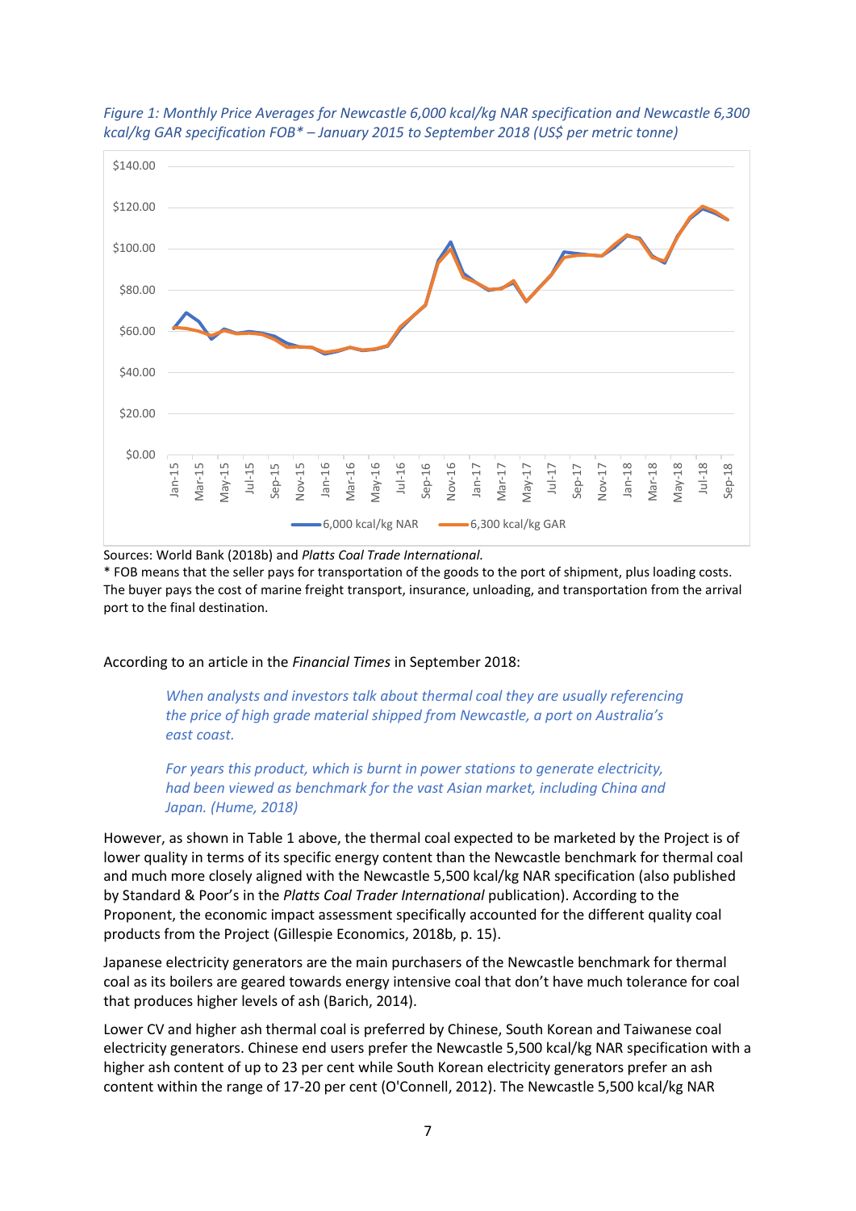*Figure 1: Monthly Price Averages for Newcastle 6,000 kcal/kg NAR specification and Newcastle 6,300 kcal/kg GAR specification FOB* – January 2015 to September 2018 (US$ per metric tonne)*

Sources: World Bank (2018b) and *Platts Coal Trade International*.

* FOB means that the seller pays for transportation of the goods to the port of shipment, plus loading costs. The buyer pays the cost of marine freight transport, insurance, unloading, and transportation from the arrival port to the final destination.

According to an article in the *Financial Times* in September 2018:

> *When analysts and investors talk about thermal coal they are usually referencing the price of high grade material shipped from Newcastle, a port on Australia's east coast.*
>
> *For years this product, which is burnt in power stations to generate electricity, had been viewed as benchmark for the vast Asian market, including China and Japan. (Hume, 2018)*

However, as shown in Table 1 above, the thermal coal expected to be marketed by the Project is of lower quality in terms of its specific energy content than the Newcastle benchmark for thermal coal and much more closely aligned with the Newcastle 5,500 kcal/kg NAR specification (also published by Standard & Poor's in the *Platts Coal Trader International* publication). According to the Proponent, the economic impact assessment specifically accounted for the different quality coal products from the Project (Gillespie Economics, 2018b, p. 15).

Japanese electricity generators are the main purchasers of the Newcastle benchmark for thermal coal as its boilers are geared towards energy intensive coal that don't have much tolerance for coal that produces higher levels of ash (Barich, 2014).

Lower CV and higher ash thermal coal is preferred by Chinese, South Korean and Taiwanese coal electricity generators. Chinese end users prefer the Newcastle 5,500 kcal/kg NAR specification with a higher ash content of up to 23 per cent while South Korean electricity generators prefer an ash content within the range of 17-20 per cent (O'Connell, 2012). The Newcastle 5,500 kcal/kg NAR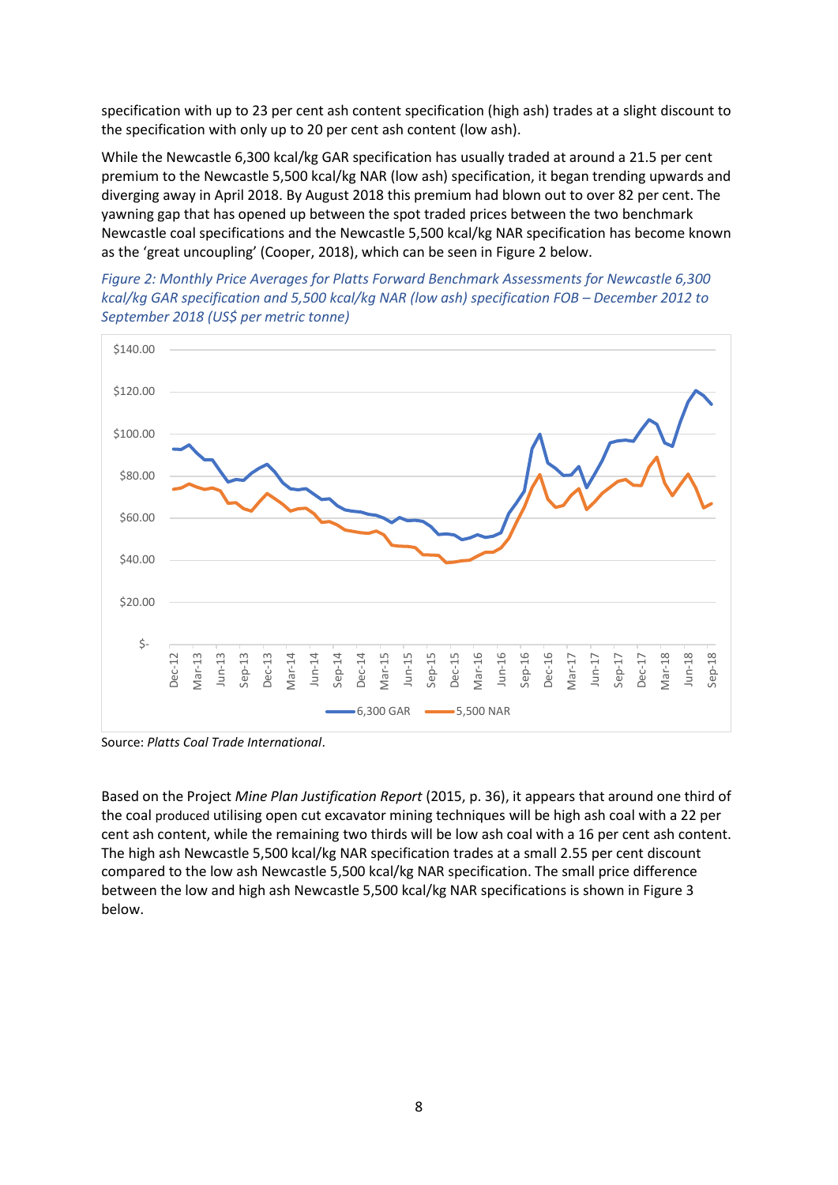specification with up to 23 per cent ash content specification (high ash) trades at a slight discount to the specification with only up to 20 per cent ash content (low ash).

While the Newcastle 6,300 kcal/kg GAR specification has usually traded at around a 21.5 per cent premium to the Newcastle 5,500 kcal/kg NAR (low ash) specification, it began trending upwards and diverging away in April 2018. By August 2018 this premium had blown out to over 82 per cent. The yawning gap that has opened up between the spot traded prices between the two benchmark Newcastle coal specifications and the Newcastle 5,500 kcal/kg NAR specification has become known as the 'great uncoupling' (Cooper, 2018), which can be seen in Figure 2 below.

*Figure 2: Monthly Price Averages for Platts Forward Benchmark Assessments for Newcastle 6,300 kcal/kg GAR specification and 5,500 kcal/kg NAR (low ash) specification FOB – December 2012 to September 2018 (US$ per metric tonne)*

Source: *Platts Coal Trade International*.

Based on the Project *Mine Plan Justification Report* (2015, p. 36), it appears that around one third of the coal produced utilising open cut excavator mining techniques will be high ash coal with a 22 per cent ash content, while the remaining two thirds will be low ash coal with a 16 per cent ash content. The high ash Newcastle 5,500 kcal/kg NAR specification trades at a small 2.55 per cent discount compared to the low ash Newcastle 5,500 kcal/kg NAR specification. The small price difference between the low and high ash Newcastle 5,500 kcal/kg NAR specifications is shown in Figure 3 below.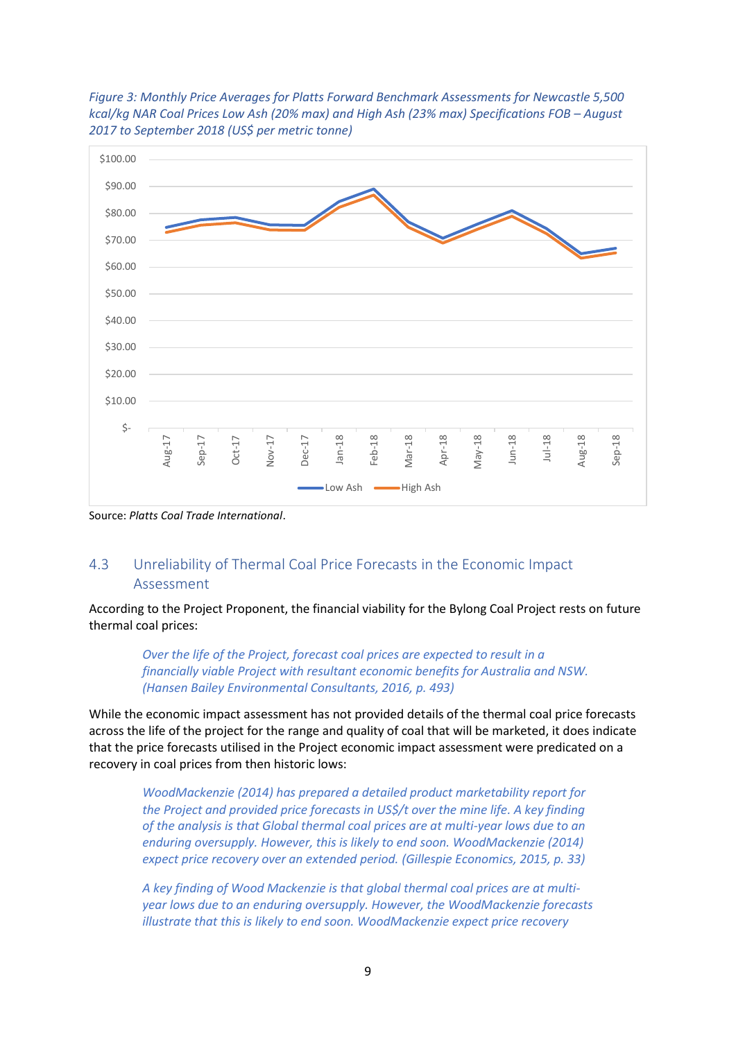*Figure 3: Monthly Price Averages for Platts Forward Benchmark Assessments for Newcastle 5,500 kcal/kg NAR Coal Prices Low Ash (20% max) and High Ash (23% max) Specifications FOB – August 2017 to September 2018 (US$ per metric tonne)*

Source: *Platts Coal Trade International*.

## 4.3 Unreliability of Thermal Coal Price Forecasts in the Economic Impact Assessment

According to the Project Proponent, the financial viability for the Bylong Coal Project rests on future thermal coal prices:

> *Over the life of the Project, forecast coal prices are expected to result in a financially viable Project with resultant economic benefits for Australia and NSW. (Hansen Bailey Environmental Consultants, 2016, p. 493)*

While the economic impact assessment has not provided details of the thermal coal price forecasts across the life of the project for the range and quality of coal that will be marketed, it does indicate that the price forecasts utilised in the Project economic impact assessment were predicated on a recovery in coal prices from then historic lows:

> *WoodMackenzie (2014) has prepared a detailed product marketability report for the Project and provided price forecasts in US$/t over the mine life. A key finding of the analysis is that Global thermal coal prices are at multi-year lows due to an enduring oversupply. However, this is likely to end soon. WoodMackenzie (2014) expect price recovery over an extended period. (Gillespie Economics, 2015, p. 33)*

> *A key finding of Wood Mackenzie is that global thermal coal prices are at multi-year lows due to an enduring oversupply. However, the WoodMackenzie forecasts illustrate that this is likely to end soon. WoodMackenzie expect price recovery*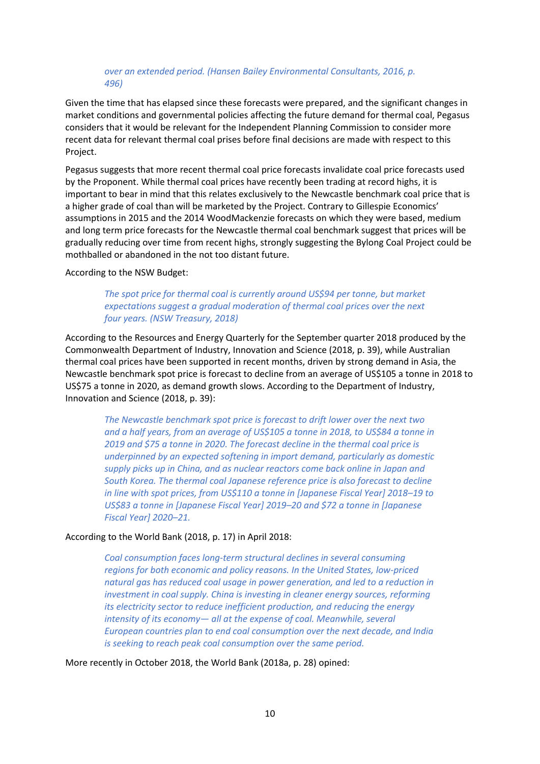> *over an extended period. (Hansen Bailey Environmental Consultants, 2016, p. 496)*

Given the time that has elapsed since these forecasts were prepared, and the significant changes in market conditions and governmental policies affecting the future demand for thermal coal, Pegasus considers that it would be relevant for the Independent Planning Commission to consider more recent data for relevant thermal coal prises before final decisions are made with respect to this Project.

Pegasus suggests that more recent thermal coal price forecasts invalidate coal price forecasts used by the Proponent. While thermal coal prices have recently been trading at record highs, it is important to bear in mind that this relates exclusively to the Newcastle benchmark coal price that is a higher grade of coal than will be marketed by the Project. Contrary to Gillespie Economics' assumptions in 2015 and the 2014 WoodMackenzie forecasts on which they were based, medium and long term price forecasts for the Newcastle thermal coal benchmark suggest that prices will be gradually reducing over time from recent highs, strongly suggesting the Bylong Coal Project could be mothballed or abandoned in the not too distant future.

According to the NSW Budget:

> *The spot price for thermal coal is currently around US$94 per tonne, but market expectations suggest a gradual moderation of thermal coal prices over the next four years. (NSW Treasury, 2018)*

According to the Resources and Energy Quarterly for the September quarter 2018 produced by the Commonwealth Department of Industry, Innovation and Science (2018, p. 39), while Australian thermal coal prices have been supported in recent months, driven by strong demand in Asia, the Newcastle benchmark spot price is forecast to decline from an average of US$105 a tonne in 2018 to US$75 a tonne in 2020, as demand growth slows. According to the Department of Industry, Innovation and Science (2018, p. 39):

> *The Newcastle benchmark spot price is forecast to drift lower over the next two and a half years, from an average of US$105 a tonne in 2018, to US$84 a tonne in 2019 and $75 a tonne in 2020. The forecast decline in the thermal coal price is underpinned by an expected softening in import demand, particularly as domestic supply picks up in China, and as nuclear reactors come back online in Japan and South Korea. The thermal coal Japanese reference price is also forecast to decline in line with spot prices, from US$110 a tonne in [Japanese Fiscal Year] 2018–19 to US$83 a tonne in [Japanese Fiscal Year] 2019–20 and $72 a tonne in [Japanese Fiscal Year] 2020–21.*

According to the World Bank (2018, p. 17) in April 2018:

> *Coal consumption faces long-term structural declines in several consuming regions for both economic and policy reasons. In the United States, low-priced natural gas has reduced coal usage in power generation, and led to a reduction in investment in coal supply. China is investing in cleaner energy sources, reforming its electricity sector to reduce inefficient production, and reducing the energy intensity of its economy— all at the expense of coal. Meanwhile, several European countries plan to end coal consumption over the next decade, and India is seeking to reach peak coal consumption over the same period.*

More recently in October 2018, the World Bank (2018a, p. 28) opined: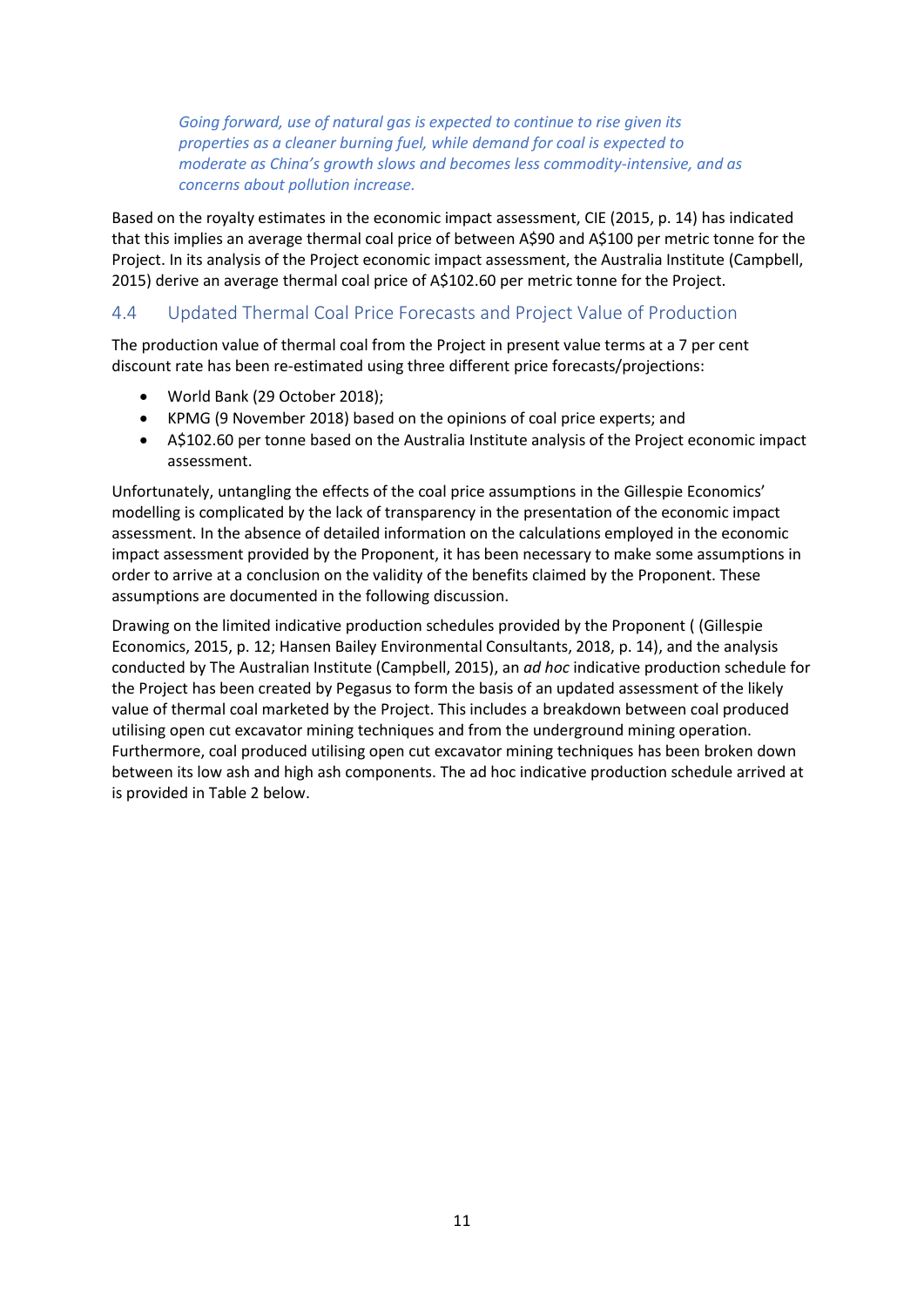> *Going forward, use of natural gas is expected to continue to rise given its properties as a cleaner burning fuel, while demand for coal is expected to moderate as China's growth slows and becomes less commodity-intensive, and as concerns about pollution increase.*

Based on the royalty estimates in the economic impact assessment, CIE (2015, p. 14) has indicated that this implies an average thermal coal price of between A$90 and A$100 per metric tonne for the Project. In its analysis of the Project economic impact assessment, the Australia Institute (Campbell, 2015) derive an average thermal coal price of A$102.60 per metric tonne for the Project.

## 4.4 Updated Thermal Coal Price Forecasts and Project Value of Production

The production value of thermal coal from the Project in present value terms at a 7 per cent discount rate has been re-estimated using three different price forecasts/projections:

- World Bank (29 October 2018);
- KPMG (9 November 2018) based on the opinions of coal price experts; and
- A$102.60 per tonne based on the Australia Institute analysis of the Project economic impact assessment.

Unfortunately, untangling the effects of the coal price assumptions in the Gillespie Economics' modelling is complicated by the lack of transparency in the presentation of the economic impact assessment. In the absence of detailed information on the calculations employed in the economic impact assessment provided by the Proponent, it has been necessary to make some assumptions in order to arrive at a conclusion on the validity of the benefits claimed by the Proponent. These assumptions are documented in the following discussion.

Drawing on the limited indicative production schedules provided by the Proponent ( (Gillespie Economics, 2015, p. 12; Hansen Bailey Environmental Consultants, 2018, p. 14), and the analysis conducted by The Australian Institute (Campbell, 2015), an *ad hoc* indicative production schedule for the Project has been created by Pegasus to form the basis of an updated assessment of the likely value of thermal coal marketed by the Project. This includes a breakdown between coal produced utilising open cut excavator mining techniques and from the underground mining operation. Furthermore, coal produced utilising open cut excavator mining techniques has been broken down between its low ash and high ash components. The ad hoc indicative production schedule arrived at is provided in Table 2 below.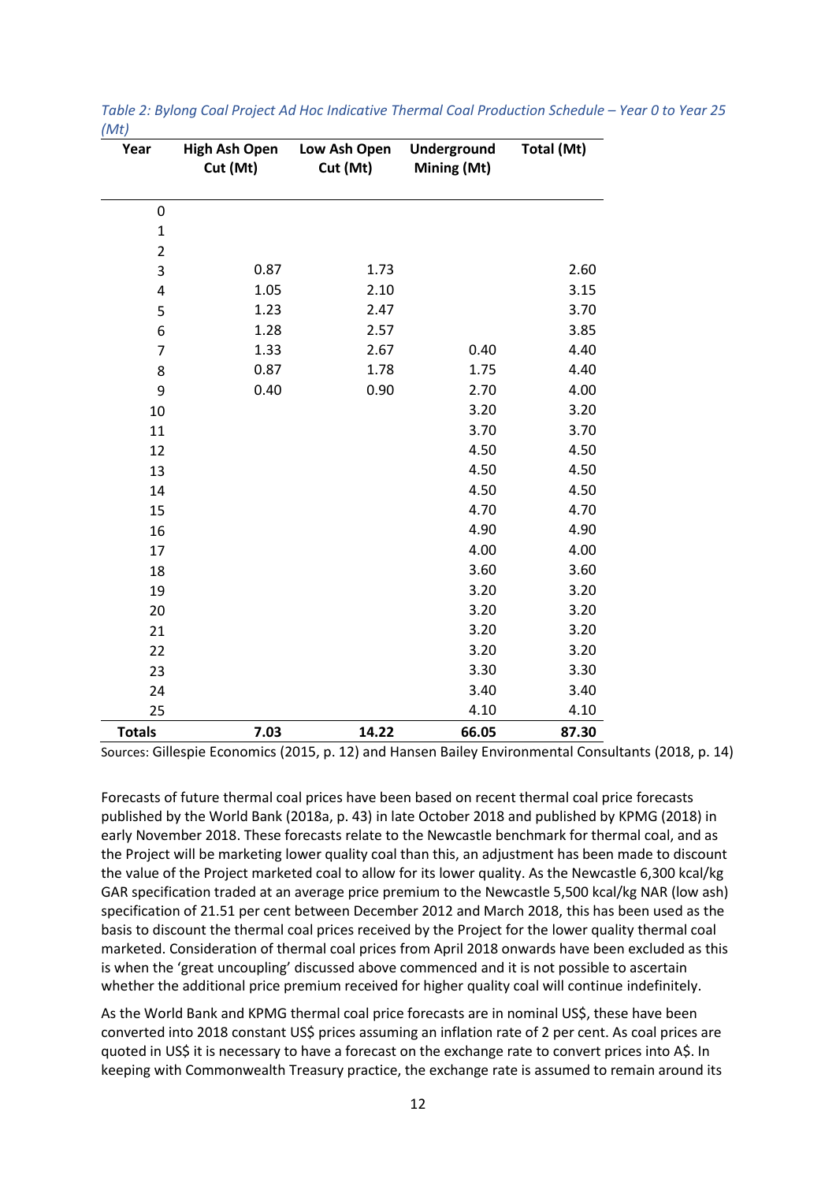*Table 2: Bylong Coal Project Ad Hoc Indicative Thermal Coal Production Schedule – Year 0 to Year 25 (Mt)*

| Year | High Ash Open Cut (Mt) | Low Ash Open Cut (Mt) | Underground Mining (Mt) | Total (Mt) |
|---|---|---|---|---|
| 0 | | | | |
| 1 | | | | |
| 2 | | | | |
| 3 | 0.87 | 1.73 | | 2.60 |
| 4 | 1.05 | 2.10 | | 3.15 |
| 5 | 1.23 | 2.47 | | 3.70 |
| 6 | 1.28 | 2.57 | | 3.85 |
| 7 | 1.33 | 2.67 | 0.40 | 4.40 |
| 8 | 0.87 | 1.78 | 1.75 | 4.40 |
| 9 | 0.40 | 0.90 | 2.70 | 4.00 |
| 10 | | | 3.20 | 3.20 |
| 11 | | | 3.70 | 3.70 |
| 12 | | | 4.50 | 4.50 |
| 13 | | | 4.50 | 4.50 |
| 14 | | | 4.50 | 4.50 |
| 15 | | | 4.70 | 4.70 |
| 16 | | | 4.90 | 4.90 |
| 17 | | | 4.00 | 4.00 |
| 18 | | | 3.60 | 3.60 |
| 19 | | | 3.20 | 3.20 |
| 20 | | | 3.20 | 3.20 |
| 21 | | | 3.20 | 3.20 |
| 22 | | | 3.20 | 3.20 |
| 23 | | | 3.30 | 3.30 |
| 24 | | | 3.40 | 3.40 |
| 25 | | | 4.10 | 4.10 |
| **Totals** | **7.03** | **14.22** | **66.05** | **87.30** |

Sources: Gillespie Economics (2015, p. 12) and Hansen Bailey Environmental Consultants (2018, p. 14)

Forecasts of future thermal coal prices have been based on recent thermal coal price forecasts published by the World Bank (2018a, p. 43) in late October 2018 and published by KPMG (2018) in early November 2018. These forecasts relate to the Newcastle benchmark for thermal coal, and as the Project will be marketing lower quality coal than this, an adjustment has been made to discount the value of the Project marketed coal to allow for its lower quality. As the Newcastle 6,300 kcal/kg GAR specification traded at an average price premium to the Newcastle 5,500 kcal/kg NAR (low ash) specification of 21.51 per cent between December 2012 and March 2018, this has been used as the basis to discount the thermal coal prices received by the Project for the lower quality thermal coal marketed. Consideration of thermal coal prices from April 2018 onwards have been excluded as this is when the 'great uncoupling' discussed above commenced and it is not possible to ascertain whether the additional price premium received for higher quality coal will continue indefinitely.

As the World Bank and KPMG thermal coal price forecasts are in nominal US$, these have been converted into 2018 constant US$ prices assuming an inflation rate of 2 per cent. As coal prices are quoted in US$ it is necessary to have a forecast on the exchange rate to convert prices into A$. In keeping with Commonwealth Treasury practice, the exchange rate is assumed to remain around its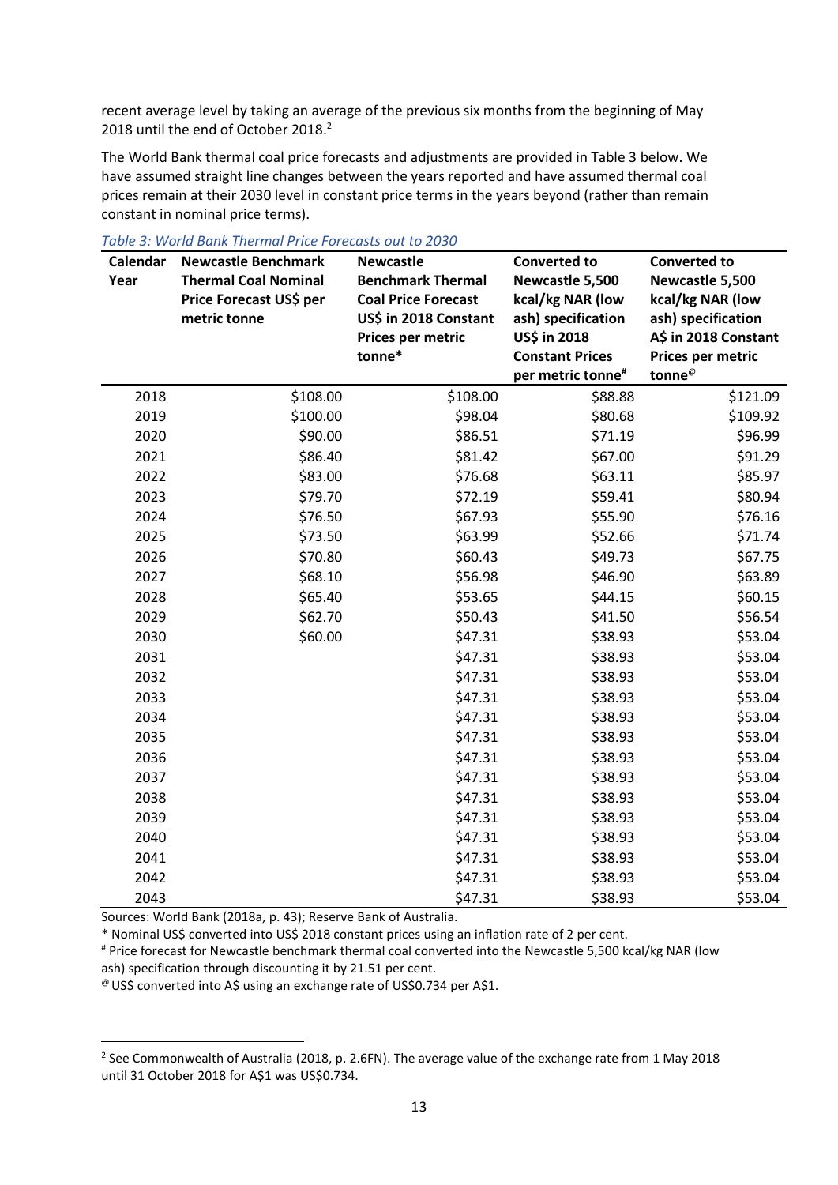recent average level by taking an average of the previous six months from the beginning of May 2018 until the end of October 2018.[2]

The World Bank thermal coal price forecasts and adjustments are provided in Table 3 below. We have assumed straight line changes between the years reported and have assumed thermal coal prices remain at their 2030 level in constant price terms in the years beyond (rather than remain constant in nominal price terms).

*Table 3: World Bank Thermal Price Forecasts out to 2030*

| Calendar Year | Newcastle Benchmark Thermal Coal Nominal Price Forecast US$ per metric tonne | Newcastle Benchmark Thermal Coal Price Forecast US$ in 2018 Constant Prices per metric tonne* | Converted to Newcastle 5,500 kcal/kg NAR (low ash) specification US$ in 2018 Constant Prices per metric tonne# | Converted to Newcastle 5,500 kcal/kg NAR (low ash) specification A$ in 2018 Constant Prices per metric tonne@ |
|---|---|---|---|---|
| 2018 | $108.00 | $108.00 | $88.88 | $121.09 |
| 2019 | $100.00 | $98.04 | $80.68 | $109.92 |
| 2020 | $90.00 | $86.51 | $71.19 | $96.99 |
| 2021 | $86.40 | $81.42 | $67.00 | $91.29 |
| 2022 | $83.00 | $76.68 | $63.11 | $85.97 |
| 2023 | $79.70 | $72.19 | $59.41 | $80.94 |
| 2024 | $76.50 | $67.93 | $55.90 | $76.16 |
| 2025 | $73.50 | $63.99 | $52.66 | $71.74 |
| 2026 | $70.80 | $60.43 | $49.73 | $67.75 |
| 2027 | $68.10 | $56.98 | $46.90 | $63.89 |
| 2028 | $65.40 | $53.65 | $44.15 | $60.15 |
| 2029 | $62.70 | $50.43 | $41.50 | $56.54 |
| 2030 | $60.00 | $47.31 | $38.93 | $53.04 |
| 2031 | | $47.31 | $38.93 | $53.04 |
| 2032 | | $47.31 | $38.93 | $53.04 |
| 2033 | | $47.31 | $38.93 | $53.04 |
| 2034 | | $47.31 | $38.93 | $53.04 |
| 2035 | | $47.31 | $38.93 | $53.04 |
| 2036 | | $47.31 | $38.93 | $53.04 |
| 2037 | | $47.31 | $38.93 | $53.04 |
| 2038 | | $47.31 | $38.93 | $53.04 |
| 2039 | | $47.31 | $38.93 | $53.04 |
| 2040 | | $47.31 | $38.93 | $53.04 |
| 2041 | | $47.31 | $38.93 | $53.04 |
| 2042 | | $47.31 | $38.93 | $53.04 |
| 2043 | | $47.31 | $38.93 | $53.04 |

Sources: World Bank (2018a, p. 43); Reserve Bank of Australia.

\* Nominal US$ converted into US$ 2018 constant prices using an inflation rate of 2 per cent.

# Price forecast for Newcastle benchmark thermal coal converted into the Newcastle 5,500 kcal/kg NAR (low ash) specification through discounting it by 21.51 per cent.

@ US$ converted into A$ using an exchange rate of US$0.734 per A$1.

[2] See Commonwealth of Australia (2018, p. 2.6FN). The average value of the exchange rate from 1 May 2018 until 31 October 2018 for A$1 was US$0.734.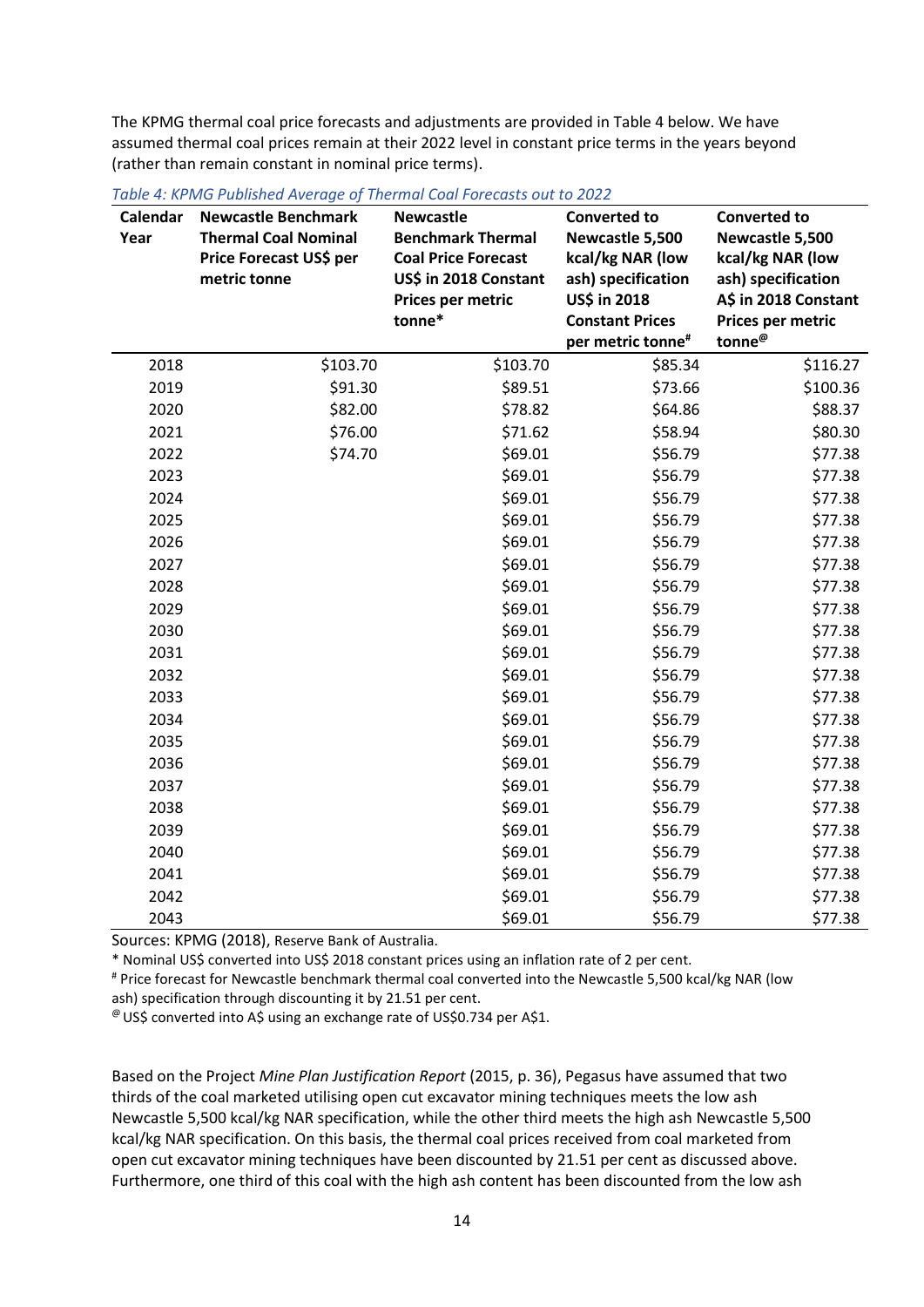The KPMG thermal coal price forecasts and adjustments are provided in Table 4 below. We have assumed thermal coal prices remain at their 2022 level in constant price terms in the years beyond (rather than remain constant in nominal price terms).

*Table 4: KPMG Published Average of Thermal Coal Forecasts out to 2022*

| Calendar Year | Newcastle Benchmark Thermal Coal Nominal Price Forecast US$ per metric tonne | Newcastle Benchmark Thermal Coal Price Forecast US$ in 2018 Constant Prices per metric tonne* | Converted to Newcastle 5,500 kcal/kg NAR (low ash) specification US$ in 2018 Constant Prices per metric tonne# | Converted to Newcastle 5,500 kcal/kg NAR (low ash) specification A$ in 2018 Constant Prices per metric tonne@ |
|---|---|---|---|---|
| 2018 | $103.70 | $103.70 | $85.34 | $116.27 |
| 2019 | $91.30 | $89.51 | $73.66 | $100.36 |
| 2020 | $82.00 | $78.82 | $64.86 | $88.37 |
| 2021 | $76.00 | $71.62 | $58.94 | $80.30 |
| 2022 | $74.70 | $69.01 | $56.79 | $77.38 |
| 2023 | | $69.01 | $56.79 | $77.38 |
| 2024 | | $69.01 | $56.79 | $77.38 |
| 2025 | | $69.01 | $56.79 | $77.38 |
| 2026 | | $69.01 | $56.79 | $77.38 |
| 2027 | | $69.01 | $56.79 | $77.38 |
| 2028 | | $69.01 | $56.79 | $77.38 |
| 2029 | | $69.01 | $56.79 | $77.38 |
| 2030 | | $69.01 | $56.79 | $77.38 |
| 2031 | | $69.01 | $56.79 | $77.38 |
| 2032 | | $69.01 | $56.79 | $77.38 |
| 2033 | | $69.01 | $56.79 | $77.38 |
| 2034 | | $69.01 | $56.79 | $77.38 |
| 2035 | | $69.01 | $56.79 | $77.38 |
| 2036 | | $69.01 | $56.79 | $77.38 |
| 2037 | | $69.01 | $56.79 | $77.38 |
| 2038 | | $69.01 | $56.79 | $77.38 |
| 2039 | | $69.01 | $56.79 | $77.38 |
| 2040 | | $69.01 | $56.79 | $77.38 |
| 2041 | | $69.01 | $56.79 | $77.38 |
| 2042 | | $69.01 | $56.79 | $77.38 |
| 2043 | | $69.01 | $56.79 | $77.38 |

Sources: KPMG (2018), Reserve Bank of Australia.

\* Nominal US$ converted into US$ 2018 constant prices using an inflation rate of 2 per cent.

\# Price forecast for Newcastle benchmark thermal coal converted into the Newcastle 5,500 kcal/kg NAR (low ash) specification through discounting it by 21.51 per cent.

@ US$ converted into A$ using an exchange rate of US$0.734 per A$1.

Based on the Project *Mine Plan Justification Report* (2015, p. 36), Pegasus have assumed that two thirds of the coal marketed utilising open cut excavator mining techniques meets the low ash Newcastle 5,500 kcal/kg NAR specification, while the other third meets the high ash Newcastle 5,500 kcal/kg NAR specification. On this basis, the thermal coal prices received from coal marketed from open cut excavator mining techniques have been discounted by 21.51 per cent as discussed above. Furthermore, one third of this coal with the high ash content has been discounted from the low ash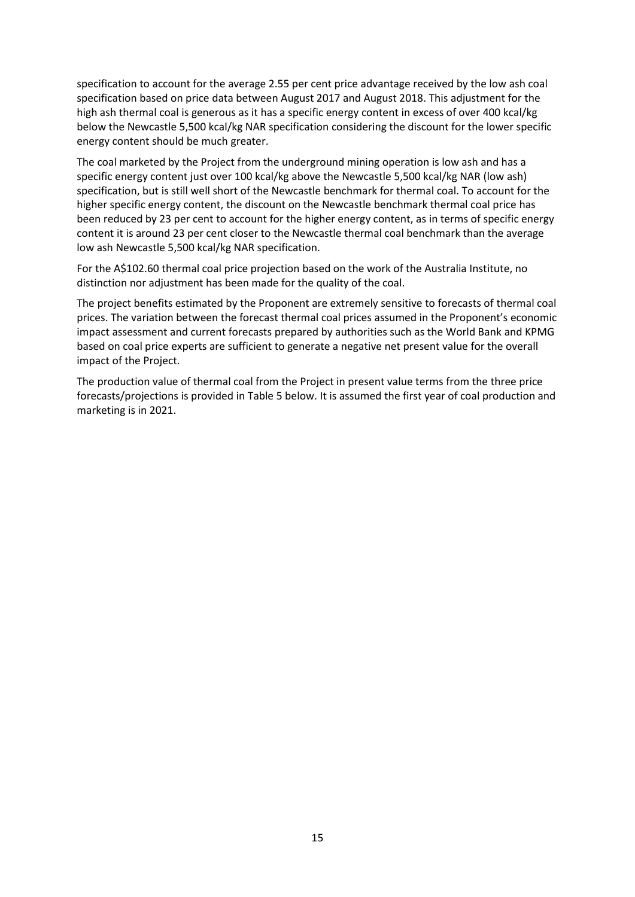specification to account for the average 2.55 per cent price advantage received by the low ash coal specification based on price data between August 2017 and August 2018. This adjustment for the high ash thermal coal is generous as it has a specific energy content in excess of over 400 kcal/kg below the Newcastle 5,500 kcal/kg NAR specification considering the discount for the lower specific energy content should be much greater.

The coal marketed by the Project from the underground mining operation is low ash and has a specific energy content just over 100 kcal/kg above the Newcastle 5,500 kcal/kg NAR (low ash) specification, but is still well short of the Newcastle benchmark for thermal coal. To account for the higher specific energy content, the discount on the Newcastle benchmark thermal coal price has been reduced by 23 per cent to account for the higher energy content, as in terms of specific energy content it is around 23 per cent closer to the Newcastle thermal coal benchmark than the average low ash Newcastle 5,500 kcal/kg NAR specification.

For the A$102.60 thermal coal price projection based on the work of the Australia Institute, no distinction nor adjustment has been made for the quality of the coal.

The project benefits estimated by the Proponent are extremely sensitive to forecasts of thermal coal prices. The variation between the forecast thermal coal prices assumed in the Proponent's economic impact assessment and current forecasts prepared by authorities such as the World Bank and KPMG based on coal price experts are sufficient to generate a negative net present value for the overall impact of the Project.

The production value of thermal coal from the Project in present value terms from the three price forecasts/projections is provided in Table 5 below. It is assumed the first year of coal production and marketing is in 2021.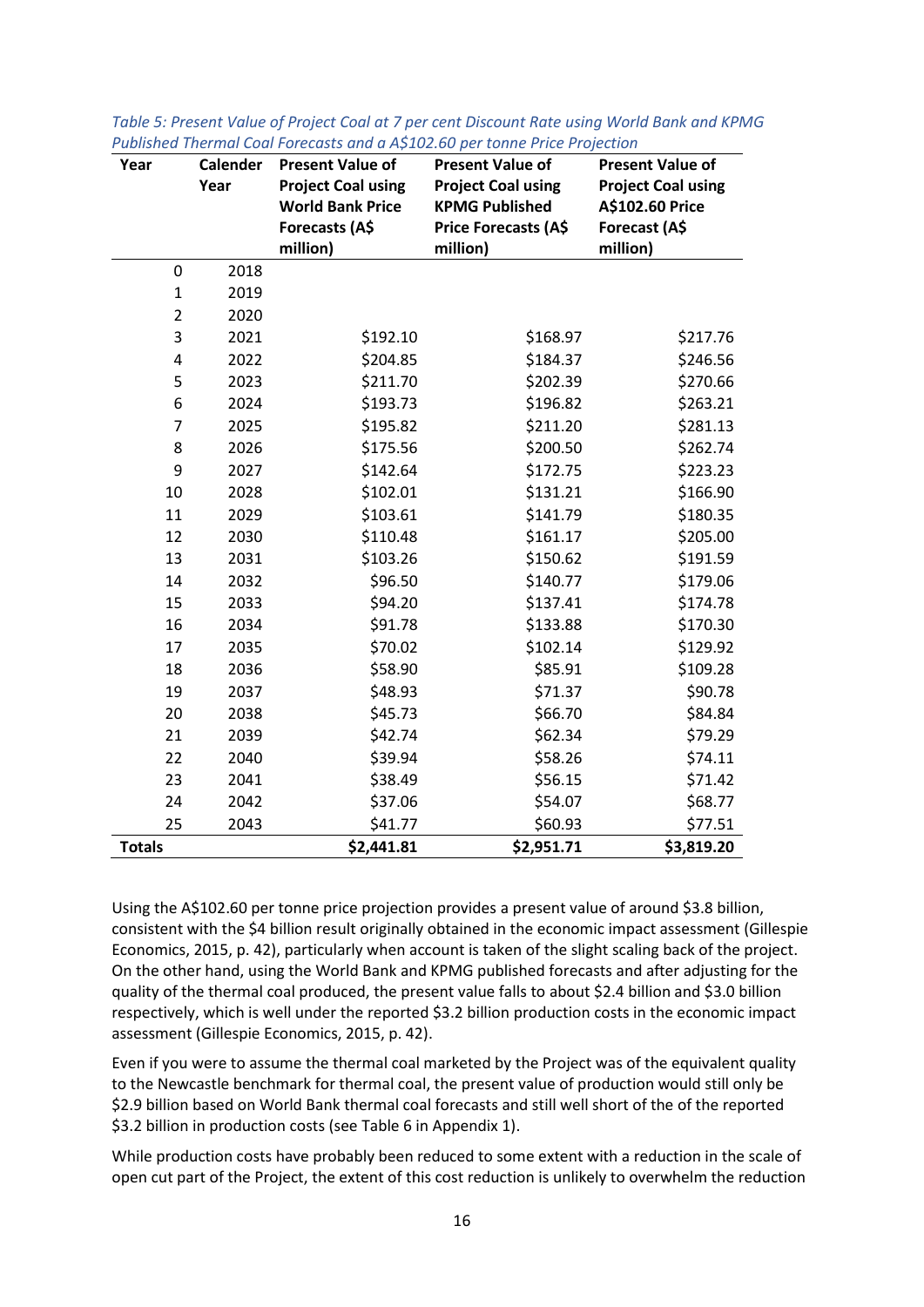*Table 5: Present Value of Project Coal at 7 per cent Discount Rate using World Bank and KPMG Published Thermal Coal Forecasts and a A$102.60 per tonne Price Projection*

| Year | Calender Year | Present Value of Project Coal using World Bank Price Forecasts (A$ million) | Present Value of Project Coal using KPMG Published Price Forecasts (A$ million) | Present Value of Project Coal using A$102.60 Price Forecast (A$ million) |
|---|---|---|---|---|
| 0 | 2018 | | | |
| 1 | 2019 | | | |
| 2 | 2020 | | | |
| 3 | 2021 | $192.10 | $168.97 | $217.76 |
| 4 | 2022 | $204.85 | $184.37 | $246.56 |
| 5 | 2023 | $211.70 | $202.39 | $270.66 |
| 6 | 2024 | $193.73 | $196.82 | $263.21 |
| 7 | 2025 | $195.82 | $211.20 | $281.13 |
| 8 | 2026 | $175.56 | $200.50 | $262.74 |
| 9 | 2027 | $142.64 | $172.75 | $223.23 |
| 10 | 2028 | $102.01 | $131.21 | $166.90 |
| 11 | 2029 | $103.61 | $141.79 | $180.35 |
| 12 | 2030 | $110.48 | $161.17 | $205.00 |
| 13 | 2031 | $103.26 | $150.62 | $191.59 |
| 14 | 2032 | $96.50 | $140.77 | $179.06 |
| 15 | 2033 | $94.20 | $137.41 | $174.78 |
| 16 | 2034 | $91.78 | $133.88 | $170.30 |
| 17 | 2035 | $70.02 | $102.14 | $129.92 |
| 18 | 2036 | $58.90 | $85.91 | $109.28 |
| 19 | 2037 | $48.93 | $71.37 | $90.78 |
| 20 | 2038 | $45.73 | $66.70 | $84.84 |
| 21 | 2039 | $42.74 | $62.34 | $79.29 |
| 22 | 2040 | $39.94 | $58.26 | $74.11 |
| 23 | 2041 | $38.49 | $56.15 | $71.42 |
| 24 | 2042 | $37.06 | $54.07 | $68.77 |
| 25 | 2043 | $41.77 | $60.93 | $77.51 |
| **Totals** | | **$2,441.81** | **$2,951.71** | **$3,819.20** |

Using the A$102.60 per tonne price projection provides a present value of around $3.8 billion, consistent with the $4 billion result originally obtained in the economic impact assessment (Gillespie Economics, 2015, p. 42), particularly when account is taken of the slight scaling back of the project. On the other hand, using the World Bank and KPMG published forecasts and after adjusting for the quality of the thermal coal produced, the present value falls to about $2.4 billion and $3.0 billion respectively, which is well under the reported $3.2 billion production costs in the economic impact assessment (Gillespie Economics, 2015, p. 42).

Even if you were to assume the thermal coal marketed by the Project was of the equivalent quality to the Newcastle benchmark for thermal coal, the present value of production would still only be $2.9 billion based on World Bank thermal coal forecasts and still well short of the of the reported $3.2 billion in production costs (see Table 6 in Appendix 1).

While production costs have probably been reduced to some extent with a reduction in the scale of open cut part of the Project, the extent of this cost reduction is unlikely to overwhelm the reduction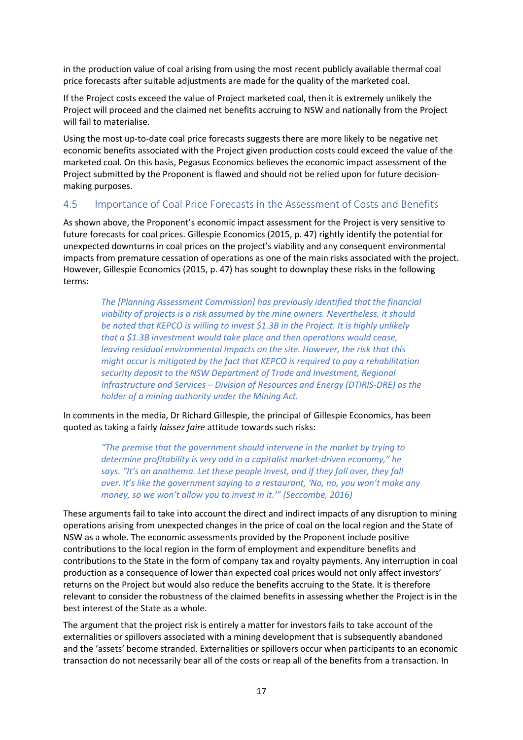in the production value of coal arising from using the most recent publicly available thermal coal price forecasts after suitable adjustments are made for the quality of the marketed coal.

If the Project costs exceed the value of Project marketed coal, then it is extremely unlikely the Project will proceed and the claimed net benefits accruing to NSW and nationally from the Project will fail to materialise.

Using the most up-to-date coal price forecasts suggests there are more likely to be negative net economic benefits associated with the Project given production costs could exceed the value of the marketed coal. On this basis, Pegasus Economics believes the economic impact assessment of the Project submitted by the Proponent is flawed and should not be relied upon for future decision-making purposes.

## 4.5 Importance of Coal Price Forecasts in the Assessment of Costs and Benefits

As shown above, the Proponent's economic impact assessment for the Project is very sensitive to future forecasts for coal prices. Gillespie Economics (2015, p. 47) rightly identify the potential for unexpected downturns in coal prices on the project's viability and any consequent environmental impacts from premature cessation of operations as one of the main risks associated with the project. However, Gillespie Economics (2015, p. 47) has sought to downplay these risks in the following terms:

> *The [Planning Assessment Commission] has previously identified that the financial viability of projects is a risk assumed by the mine owners. Nevertheless, it should be noted that KEPCO is willing to invest $1.3B in the Project. It is highly unlikely that a $1.3B investment would take place and then operations would cease, leaving residual environmental impacts on the site. However, the risk that this might occur is mitigated by the fact that KEPCO is required to pay a rehabilitation security deposit to the NSW Department of Trade and Investment, Regional Infrastructure and Services – Division of Resources and Energy (DTIRIS-DRE) as the holder of a mining authority under the Mining Act.*

In comments in the media, Dr Richard Gillespie, the principal of Gillespie Economics, has been quoted as taking a fairly *laissez faire* attitude towards such risks:

> *"The premise that the government should intervene in the market by trying to determine profitability is very odd in a capitalist market-driven economy," he says. "It's an anathema. Let these people invest, and if they fall over, they fall over. It's like the government saying to a restaurant, 'No, no, you won't make any money, so we won't allow you to invest in it.'" (Seccombe, 2016)*

These arguments fail to take into account the direct and indirect impacts of any disruption to mining operations arising from unexpected changes in the price of coal on the local region and the State of NSW as a whole. The economic assessments provided by the Proponent include positive contributions to the local region in the form of employment and expenditure benefits and contributions to the State in the form of company tax and royalty payments. Any interruption in coal production as a consequence of lower than expected coal prices would not only affect investors' returns on the Project but would also reduce the benefits accruing to the State. It is therefore relevant to consider the robustness of the claimed benefits in assessing whether the Project is in the best interest of the State as a whole.

The argument that the project risk is entirely a matter for investors fails to take account of the externalities or spillovers associated with a mining development that is subsequently abandoned and the 'assets' become stranded. Externalities or spillovers occur when participants to an economic transaction do not necessarily bear all of the costs or reap all of the benefits from a transaction. In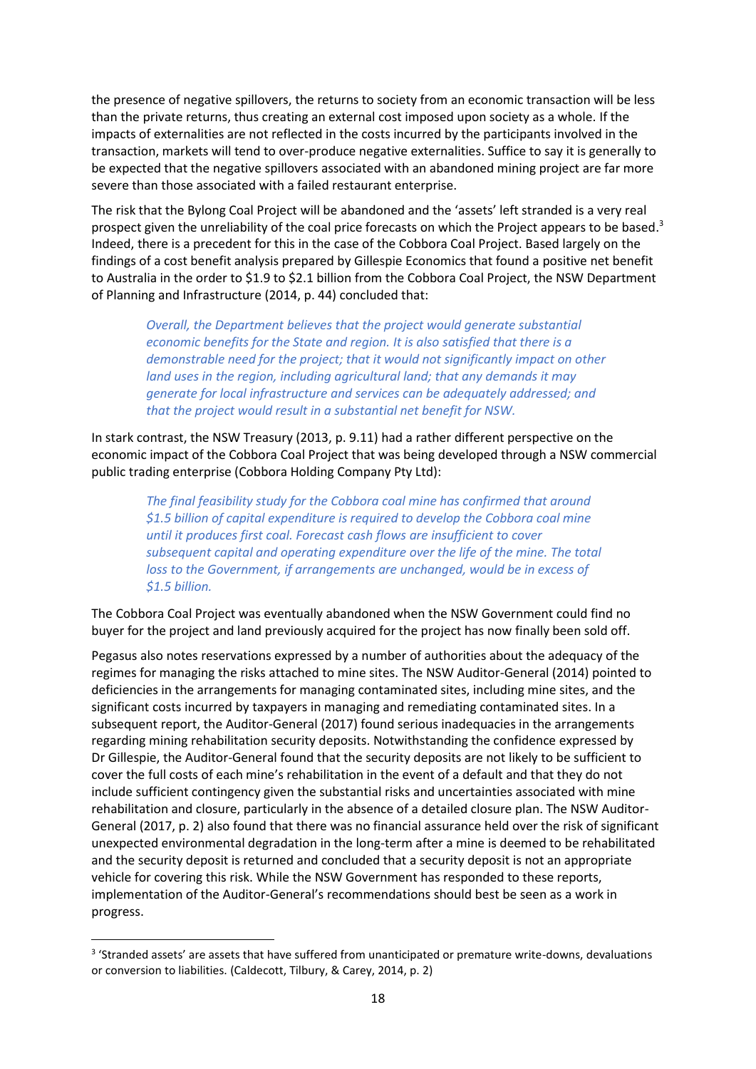the presence of negative spillovers, the returns to society from an economic transaction will be less than the private returns, thus creating an external cost imposed upon society as a whole. If the impacts of externalities are not reflected in the costs incurred by the participants involved in the transaction, markets will tend to over-produce negative externalities. Suffice to say it is generally to be expected that the negative spillovers associated with an abandoned mining project are far more severe than those associated with a failed restaurant enterprise.

The risk that the Bylong Coal Project will be abandoned and the 'assets' left stranded is a very real prospect given the unreliability of the coal price forecasts on which the Project appears to be based.[3] Indeed, there is a precedent for this in the case of the Cobbora Coal Project. Based largely on the findings of a cost benefit analysis prepared by Gillespie Economics that found a positive net benefit to Australia in the order to $1.9 to $2.1 billion from the Cobbora Coal Project, the NSW Department of Planning and Infrastructure (2014, p. 44) concluded that:

> *Overall, the Department believes that the project would generate substantial economic benefits for the State and region. It is also satisfied that there is a demonstrable need for the project; that it would not significantly impact on other land uses in the region, including agricultural land; that any demands it may generate for local infrastructure and services can be adequately addressed; and that the project would result in a substantial net benefit for NSW.*

In stark contrast, the NSW Treasury (2013, p. 9.11) had a rather different perspective on the economic impact of the Cobbora Coal Project that was being developed through a NSW commercial public trading enterprise (Cobbora Holding Company Pty Ltd):

> *The final feasibility study for the Cobbora coal mine has confirmed that around $1.5 billion of capital expenditure is required to develop the Cobbora coal mine until it produces first coal. Forecast cash flows are insufficient to cover subsequent capital and operating expenditure over the life of the mine. The total loss to the Government, if arrangements are unchanged, would be in excess of $1.5 billion.*

The Cobbora Coal Project was eventually abandoned when the NSW Government could find no buyer for the project and land previously acquired for the project has now finally been sold off.

Pegasus also notes reservations expressed by a number of authorities about the adequacy of the regimes for managing the risks attached to mine sites. The NSW Auditor-General (2014) pointed to deficiencies in the arrangements for managing contaminated sites, including mine sites, and the significant costs incurred by taxpayers in managing and remediating contaminated sites. In a subsequent report, the Auditor-General (2017) found serious inadequacies in the arrangements regarding mining rehabilitation security deposits. Notwithstanding the confidence expressed by Dr Gillespie, the Auditor-General found that the security deposits are not likely to be sufficient to cover the full costs of each mine's rehabilitation in the event of a default and that they do not include sufficient contingency given the substantial risks and uncertainties associated with mine rehabilitation and closure, particularly in the absence of a detailed closure plan. The NSW Auditor-General (2017, p. 2) also found that there was no financial assurance held over the risk of significant unexpected environmental degradation in the long-term after a mine is deemed to be rehabilitated and the security deposit is returned and concluded that a security deposit is not an appropriate vehicle for covering this risk. While the NSW Government has responded to these reports, implementation of the Auditor-General's recommendations should best be seen as a work in progress.

---

[3] 'Stranded assets' are assets that have suffered from unanticipated or premature write-downs, devaluations or conversion to liabilities. (Caldecott, Tilbury, & Carey, 2014, p. 2)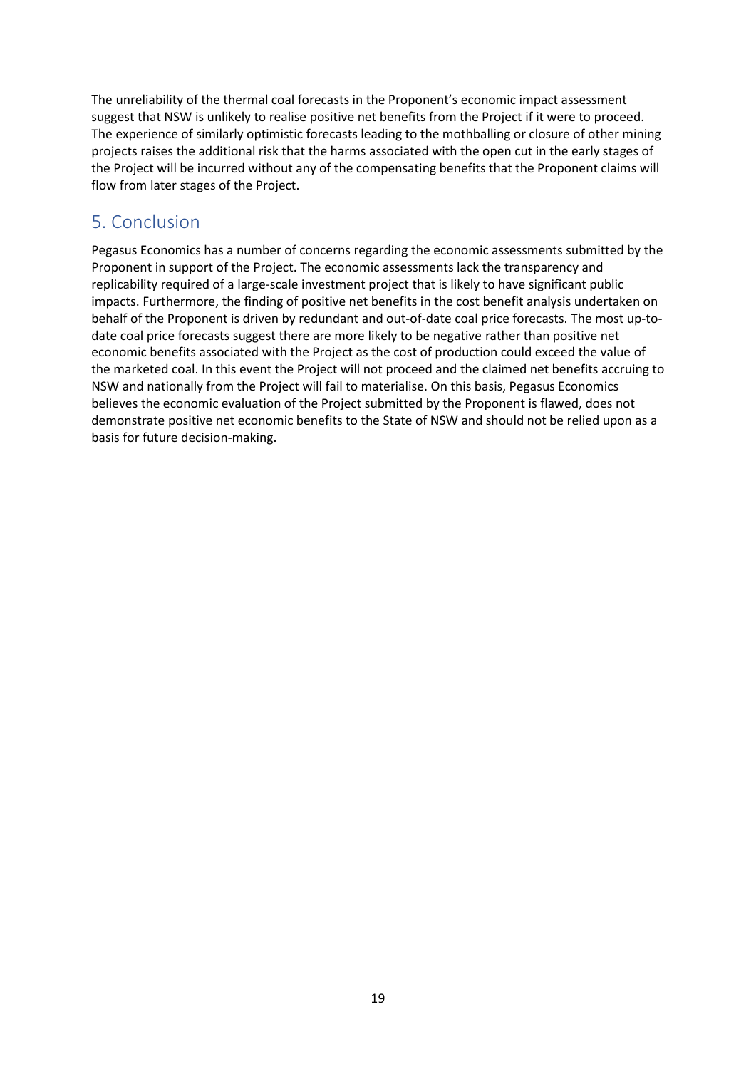The unreliability of the thermal coal forecasts in the Proponent's economic impact assessment suggest that NSW is unlikely to realise positive net benefits from the Project if it were to proceed. The experience of similarly optimistic forecasts leading to the mothballing or closure of other mining projects raises the additional risk that the harms associated with the open cut in the early stages of the Project will be incurred without any of the compensating benefits that the Proponent claims will flow from later stages of the Project.

## 5. Conclusion

Pegasus Economics has a number of concerns regarding the economic assessments submitted by the Proponent in support of the Project. The economic assessments lack the transparency and replicability required of a large-scale investment project that is likely to have significant public impacts. Furthermore, the finding of positive net benefits in the cost benefit analysis undertaken on behalf of the Proponent is driven by redundant and out-of-date coal price forecasts. The most up-to-date coal price forecasts suggest there are more likely to be negative rather than positive net economic benefits associated with the Project as the cost of production could exceed the value of the marketed coal. In this event the Project will not proceed and the claimed net benefits accruing to NSW and nationally from the Project will fail to materialise. On this basis, Pegasus Economics believes the economic evaluation of the Project submitted by the Proponent is flawed, does not demonstrate positive net economic benefits to the State of NSW and should not be relied upon as a basis for future decision-making.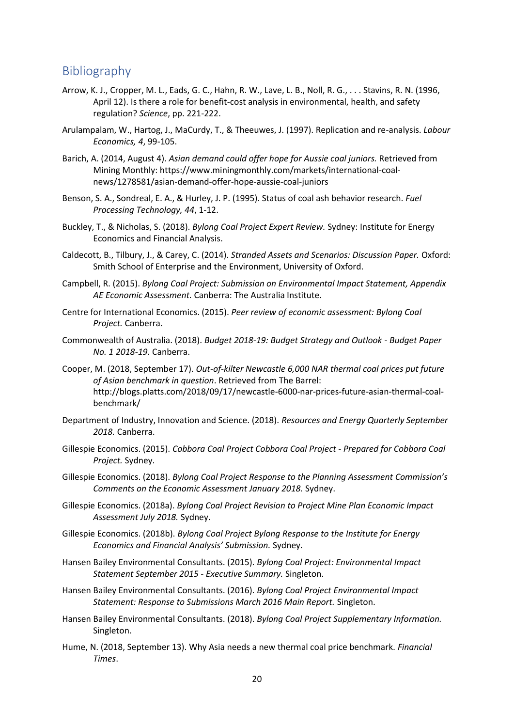## Bibliography

Arrow, K. J., Cropper, M. L., Eads, G. C., Hahn, R. W., Lave, L. B., Noll, R. G., . . . Stavins, R. N. (1996, April 12). Is there a role for benefit-cost analysis in environmental, health, and safety regulation? *Science*, pp. 221-222.

Arulampalam, W., Hartog, J., MaCurdy, T., & Theeuwes, J. (1997). Replication and re-analysis. *Labour Economics, 4*, 99-105.

Barich, A. (2014, August 4). *Asian demand could offer hope for Aussie coal juniors.* Retrieved from Mining Monthly: https://www.miningmonthly.com/markets/international-coal-news/1278581/asian-demand-offer-hope-aussie-coal-juniors

Benson, S. A., Sondreal, E. A., & Hurley, J. P. (1995). Status of coal ash behavior research. *Fuel Processing Technology, 44*, 1-12.

Buckley, T., & Nicholas, S. (2018). *Bylong Coal Project Expert Review.* Sydney: Institute for Energy Economics and Financial Analysis.

Caldecott, B., Tilbury, J., & Carey, C. (2014). *Stranded Assets and Scenarios: Discussion Paper.* Oxford: Smith School of Enterprise and the Environment, University of Oxford.

Campbell, R. (2015). *Bylong Coal Project: Submission on Environmental Impact Statement, Appendix AE Economic Assessment.* Canberra: The Australia Institute.

Centre for International Economics. (2015). *Peer review of economic assessment: Bylong Coal Project.* Canberra.

Commonwealth of Australia. (2018). *Budget 2018-19: Budget Strategy and Outlook - Budget Paper No. 1 2018-19.* Canberra.

Cooper, M. (2018, September 17). *Out-of-kilter Newcastle 6,000 NAR thermal coal prices put future of Asian benchmark in question*. Retrieved from The Barrel: http://blogs.platts.com/2018/09/17/newcastle-6000-nar-prices-future-asian-thermal-coal-benchmark/

Department of Industry, Innovation and Science. (2018). *Resources and Energy Quarterly September 2018.* Canberra.

Gillespie Economics. (2015). *Cobbora Coal Project Cobbora Coal Project - Prepared for Cobbora Coal Project.* Sydney.

Gillespie Economics. (2018). *Bylong Coal Project Response to the Planning Assessment Commission's Comments on the Economic Assessment January 2018.* Sydney.

Gillespie Economics. (2018a). *Bylong Coal Project Revision to Project Mine Plan Economic Impact Assessment July 2018.* Sydney.

Gillespie Economics. (2018b). *Bylong Coal Project Bylong Response to the Institute for Energy Economics and Financial Analysis' Submission.* Sydney.

Hansen Bailey Environmental Consultants. (2015). *Bylong Coal Project: Environmental Impact Statement September 2015 - Executive Summary.* Singleton.

Hansen Bailey Environmental Consultants. (2016). *Bylong Coal Project Environmental Impact Statement: Response to Submissions March 2016 Main Report.* Singleton.

Hansen Bailey Environmental Consultants. (2018). *Bylong Coal Project Supplementary Information.* Singleton.

Hume, N. (2018, September 13). Why Asia needs a new thermal coal price benchmark. *Financial Times*.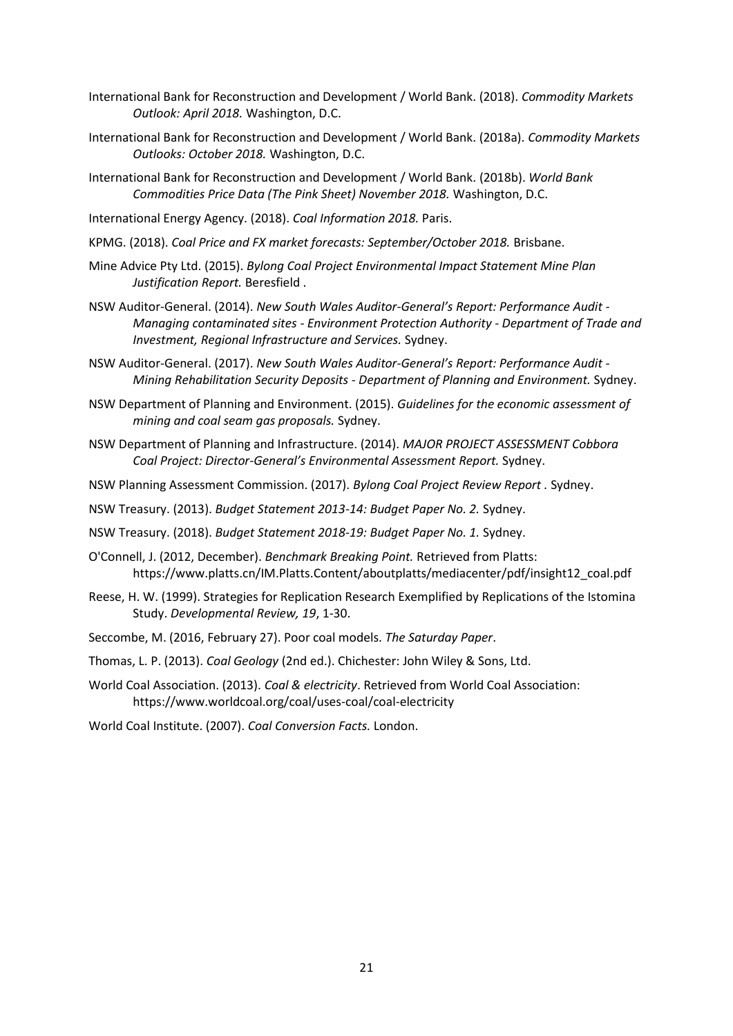International Bank for Reconstruction and Development / World Bank. (2018). *Commodity Markets Outlook: April 2018.* Washington, D.C.

International Bank for Reconstruction and Development / World Bank. (2018a). *Commodity Markets Outlooks: October 2018.* Washington, D.C.

International Bank for Reconstruction and Development / World Bank. (2018b). *World Bank Commodities Price Data (The Pink Sheet) November 2018.* Washington, D.C.

International Energy Agency. (2018). *Coal Information 2018.* Paris.

KPMG. (2018). *Coal Price and FX market forecasts: September/October 2018.* Brisbane.

Mine Advice Pty Ltd. (2015). *Bylong Coal Project Environmental Impact Statement Mine Plan Justification Report.* Beresfield .

NSW Auditor-General. (2014). *New South Wales Auditor-General's Report: Performance Audit - Managing contaminated sites - Environment Protection Authority - Department of Trade and Investment, Regional Infrastructure and Services.* Sydney.

NSW Auditor-General. (2017). *New South Wales Auditor-General's Report: Performance Audit - Mining Rehabilitation Security Deposits - Department of Planning and Environment.* Sydney.

NSW Department of Planning and Environment. (2015). *Guidelines for the economic assessment of mining and coal seam gas proposals.* Sydney.

NSW Department of Planning and Infrastructure. (2014). *MAJOR PROJECT ASSESSMENT Cobbora Coal Project: Director-General's Environmental Assessment Report.* Sydney.

NSW Planning Assessment Commission. (2017). *Bylong Coal Project Review Report .* Sydney.

NSW Treasury. (2013). *Budget Statement 2013-14: Budget Paper No. 2.* Sydney.

NSW Treasury. (2018). *Budget Statement 2018-19: Budget Paper No. 1.* Sydney.

O'Connell, J. (2012, December). *Benchmark Breaking Point.* Retrieved from Platts: https://www.platts.cn/IM.Platts.Content/aboutplatts/mediacenter/pdf/insight12_coal.pdf

Reese, H. W. (1999). Strategies for Replication Research Exemplified by Replications of the Istomina Study. *Developmental Review, 19*, 1-30.

Seccombe, M. (2016, February 27). Poor coal models. *The Saturday Paper*.

Thomas, L. P. (2013). *Coal Geology* (2nd ed.). Chichester: John Wiley & Sons, Ltd.

World Coal Association. (2013). *Coal & electricity*. Retrieved from World Coal Association: https://www.worldcoal.org/coal/uses-coal/coal-electricity

World Coal Institute. (2007). *Coal Conversion Facts.* London.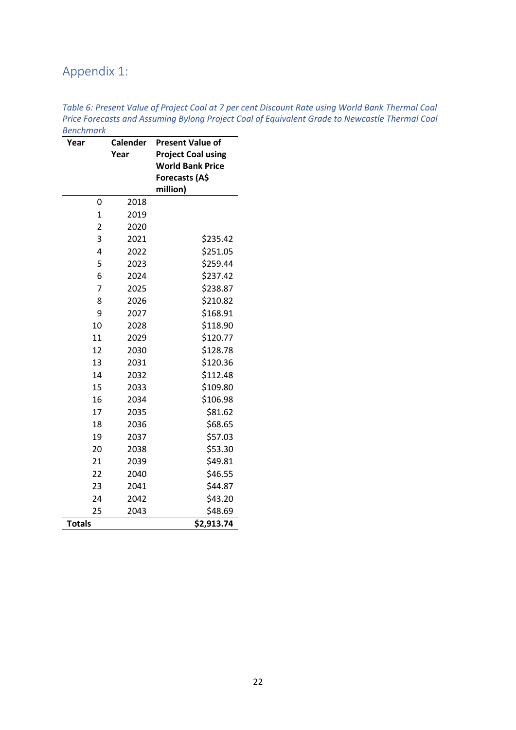## Appendix 1:

*Table 6: Present Value of Project Coal at 7 per cent Discount Rate using World Bank Thermal Coal Price Forecasts and Assuming Bylong Project Coal of Equivalent Grade to Newcastle Thermal Coal Benchmark*

| Year | Calender Year | Present Value of Project Coal using World Bank Price Forecasts (A$ million) |
|---|---|---|
| 0 | 2018 | |
| 1 | 2019 | |
| 2 | 2020 | |
| 3 | 2021 | $235.42 |
| 4 | 2022 | $251.05 |
| 5 | 2023 | $259.44 |
| 6 | 2024 | $237.42 |
| 7 | 2025 | $238.87 |
| 8 | 2026 | $210.82 |
| 9 | 2027 | $168.91 |
| 10 | 2028 | $118.90 |
| 11 | 2029 | $120.77 |
| 12 | 2030 | $128.78 |
| 13 | 2031 | $120.36 |
| 14 | 2032 | $112.48 |
| 15 | 2033 | $109.80 |
| 16 | 2034 | $106.98 |
| 17 | 2035 | $81.62 |
| 18 | 2036 | $68.65 |
| 19 | 2037 | $57.03 |
| 20 | 2038 | $53.30 |
| 21 | 2039 | $49.81 |
| 22 | 2040 | $46.55 |
| 23 | 2041 | $44.87 |
| 24 | 2042 | $43.20 |
| 25 | 2043 | $48.69 |
| **Totals** | | **$2,913.74** |